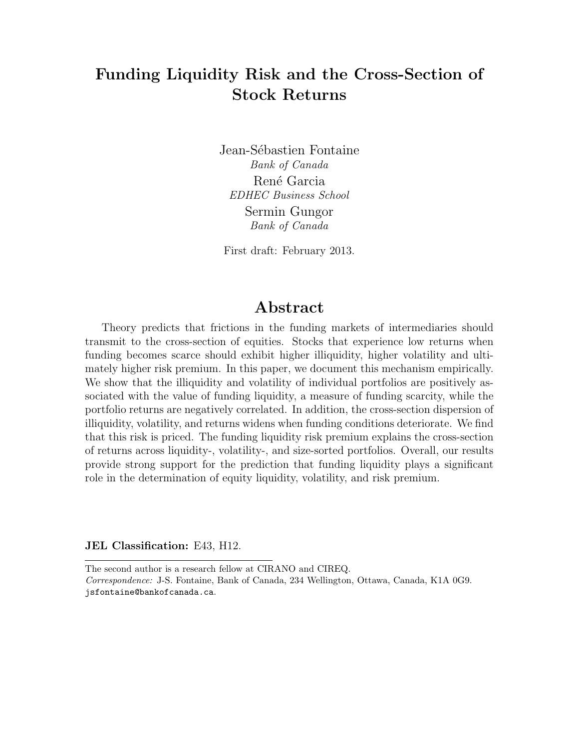# Funding Liquidity Risk and the Cross-Section of Stock Returns

Jean-Sébastien Fontaine
*Bank of Canada*

René Garcia
*EDHEC Business School*

Sermin Gungor
*Bank of Canada*

First draft: February 2013.

## Abstract

Theory predicts that frictions in the funding markets of intermediaries should transmit to the cross-section of equities. Stocks that experience low returns when funding becomes scarce should exhibit higher illiquidity, higher volatility and ultimately higher risk premium. In this paper, we document this mechanism empirically. We show that the illiquidity and volatility of individual portfolios are positively associated with the value of funding liquidity, a measure of funding scarcity, while the portfolio returns are negatively correlated. In addition, the cross-section dispersion of illiquidity, volatility, and returns widens when funding conditions deteriorate. We find that this risk is priced. The funding liquidity risk premium explains the cross-section of returns across liquidity-, volatility-, and size-sorted portfolios. Overall, our results provide strong support for the prediction that funding liquidity plays a significant role in the determination of equity liquidity, volatility, and risk premium.

**JEL Classification:** E43, H12.

The second author is a research fellow at CIRANO and CIREQ.
*Correspondence:* J-S. Fontaine, Bank of Canada, 234 Wellington, Ottawa, Canada, K1A 0G9. jsfontaine@bankofcanada.ca.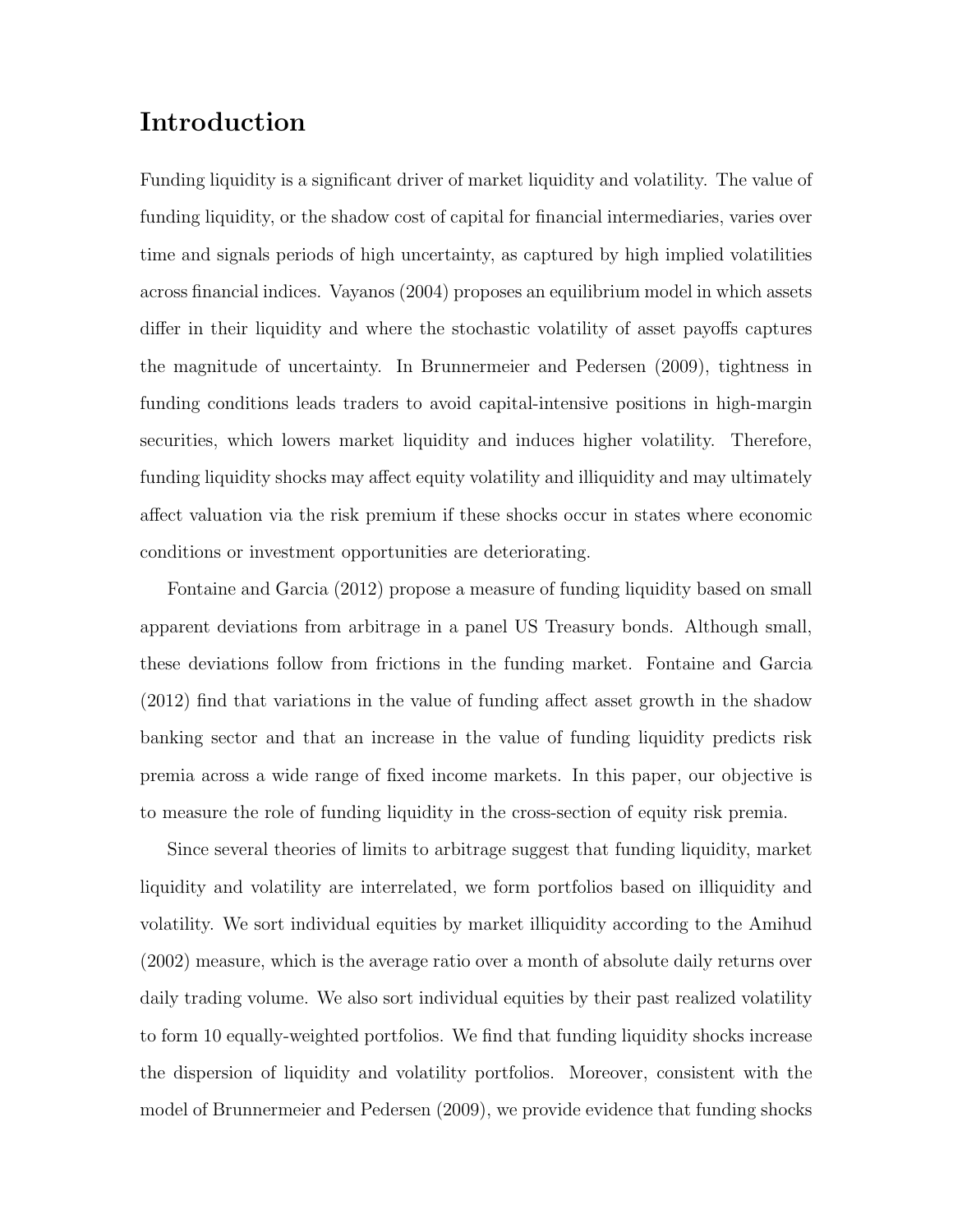# Introduction

Funding liquidity is a significant driver of market liquidity and volatility. The value of funding liquidity, or the shadow cost of capital for financial intermediaries, varies over time and signals periods of high uncertainty, as captured by high implied volatilities across financial indices. Vayanos (2004) proposes an equilibrium model in which assets differ in their liquidity and where the stochastic volatility of asset payoffs captures the magnitude of uncertainty. In Brunnermeier and Pedersen (2009), tightness in funding conditions leads traders to avoid capital-intensive positions in high-margin securities, which lowers market liquidity and induces higher volatility. Therefore, funding liquidity shocks may affect equity volatility and illiquidity and may ultimately affect valuation via the risk premium if these shocks occur in states where economic conditions or investment opportunities are deteriorating.

Fontaine and Garcia (2012) propose a measure of funding liquidity based on small apparent deviations from arbitrage in a panel US Treasury bonds. Although small, these deviations follow from frictions in the funding market. Fontaine and Garcia (2012) find that variations in the value of funding affect asset growth in the shadow banking sector and that an increase in the value of funding liquidity predicts risk premia across a wide range of fixed income markets. In this paper, our objective is to measure the role of funding liquidity in the cross-section of equity risk premia.

Since several theories of limits to arbitrage suggest that funding liquidity, market liquidity and volatility are interrelated, we form portfolios based on illiquidity and volatility. We sort individual equities by market illiquidity according to the Amihud (2002) measure, which is the average ratio over a month of absolute daily returns over daily trading volume. We also sort individual equities by their past realized volatility to form 10 equally-weighted portfolios. We find that funding liquidity shocks increase the dispersion of liquidity and volatility portfolios. Moreover, consistent with the model of Brunnermeier and Pedersen (2009), we provide evidence that funding shocks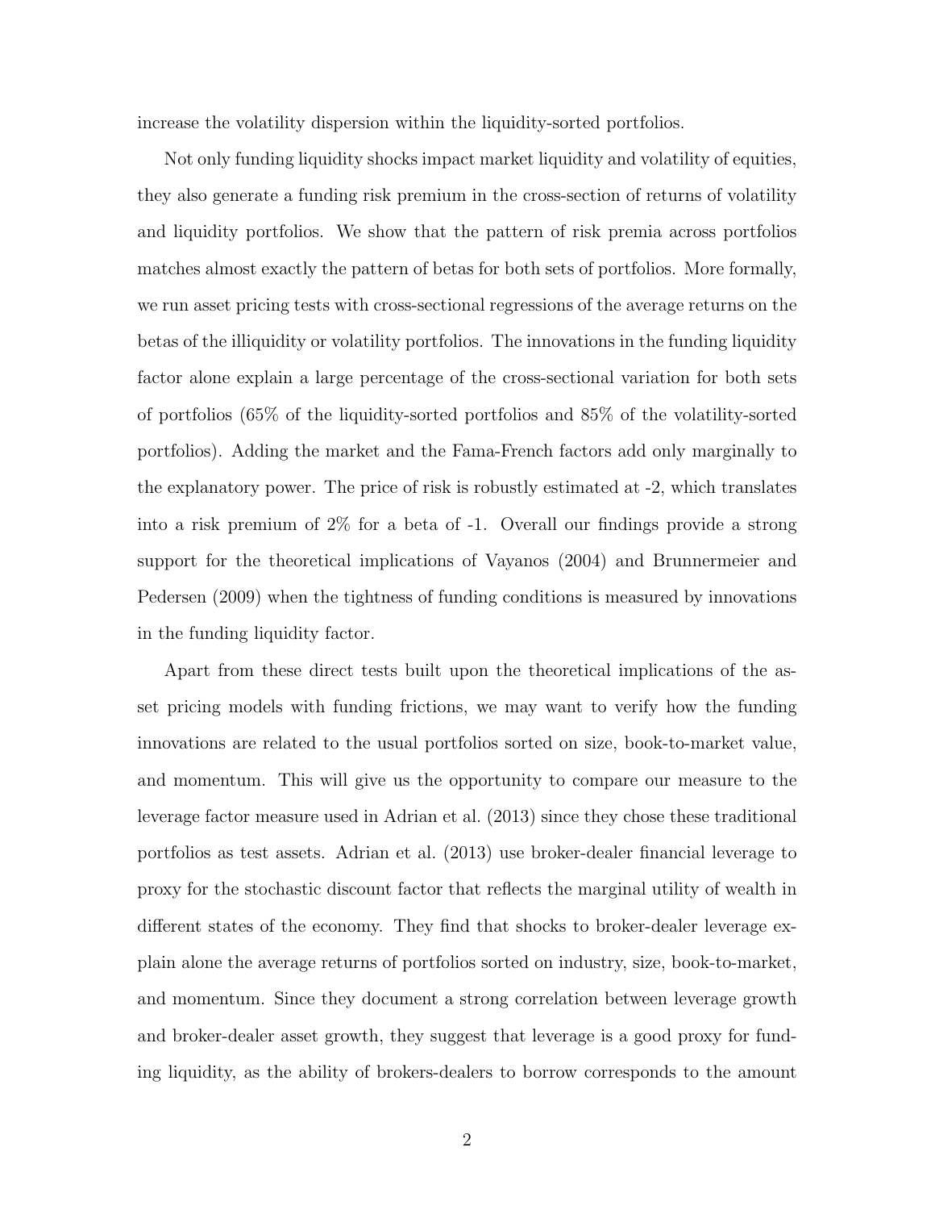increase the volatility dispersion within the liquidity-sorted portfolios.

Not only funding liquidity shocks impact market liquidity and volatility of equities, they also generate a funding risk premium in the cross-section of returns of volatility and liquidity portfolios. We show that the pattern of risk premia across portfolios matches almost exactly the pattern of betas for both sets of portfolios. More formally, we run asset pricing tests with cross-sectional regressions of the average returns on the betas of the illiquidity or volatility portfolios. The innovations in the funding liquidity factor alone explain a large percentage of the cross-sectional variation for both sets of portfolios (65% of the liquidity-sorted portfolios and 85% of the volatility-sorted portfolios). Adding the market and the Fama-French factors add only marginally to the explanatory power. The price of risk is robustly estimated at -2, which translates into a risk premium of 2% for a beta of -1. Overall our findings provide a strong support for the theoretical implications of Vayanos (2004) and Brunnermeier and Pedersen (2009) when the tightness of funding conditions is measured by innovations in the funding liquidity factor.

Apart from these direct tests built upon the theoretical implications of the asset pricing models with funding frictions, we may want to verify how the funding innovations are related to the usual portfolios sorted on size, book-to-market value, and momentum. This will give us the opportunity to compare our measure to the leverage factor measure used in Adrian et al. (2013) since they chose these traditional portfolios as test assets. Adrian et al. (2013) use broker-dealer financial leverage to proxy for the stochastic discount factor that reflects the marginal utility of wealth in different states of the economy. They find that shocks to broker-dealer leverage explain alone the average returns of portfolios sorted on industry, size, book-to-market, and momentum. Since they document a strong correlation between leverage growth and broker-dealer asset growth, they suggest that leverage is a good proxy for funding liquidity, as the ability of brokers-dealers to borrow corresponds to the amount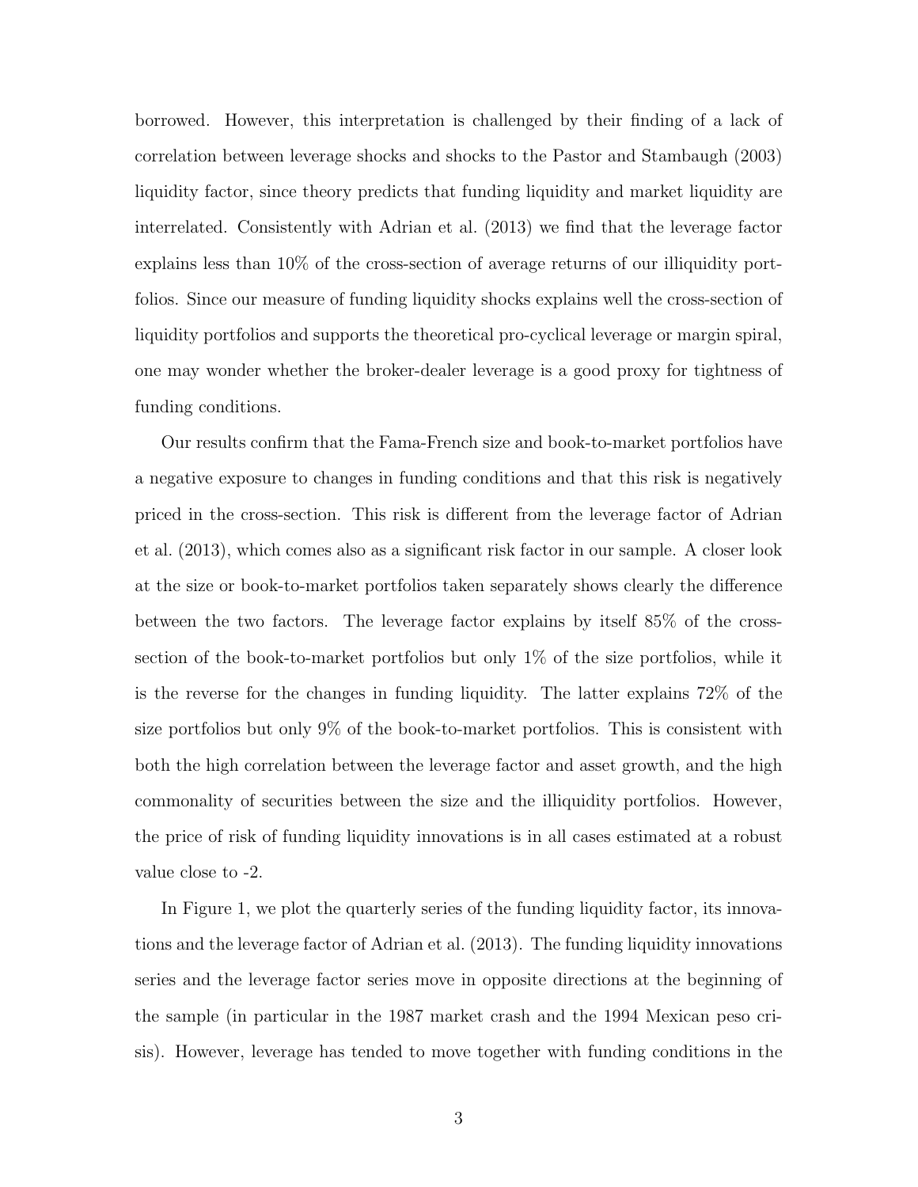borrowed. However, this interpretation is challenged by their finding of a lack of correlation between leverage shocks and shocks to the Pastor and Stambaugh (2003) liquidity factor, since theory predicts that funding liquidity and market liquidity are interrelated. Consistently with Adrian et al. (2013) we find that the leverage factor explains less than 10% of the cross-section of average returns of our illiquidity portfolios. Since our measure of funding liquidity shocks explains well the cross-section of liquidity portfolios and supports the theoretical pro-cyclical leverage or margin spiral, one may wonder whether the broker-dealer leverage is a good proxy for tightness of funding conditions.

Our results confirm that the Fama-French size and book-to-market portfolios have a negative exposure to changes in funding conditions and that this risk is negatively priced in the cross-section. This risk is different from the leverage factor of Adrian et al. (2013), which comes also as a significant risk factor in our sample. A closer look at the size or book-to-market portfolios taken separately shows clearly the difference between the two factors. The leverage factor explains by itself 85% of the cross-section of the book-to-market portfolios but only 1% of the size portfolios, while it is the reverse for the changes in funding liquidity. The latter explains 72% of the size portfolios but only 9% of the book-to-market portfolios. This is consistent with both the high correlation between the leverage factor and asset growth, and the high commonality of securities between the size and the illiquidity portfolios. However, the price of risk of funding liquidity innovations is in all cases estimated at a robust value close to -2.

In Figure 1, we plot the quarterly series of the funding liquidity factor, its innovations and the leverage factor of Adrian et al. (2013). The funding liquidity innovations series and the leverage factor series move in opposite directions at the beginning of the sample (in particular in the 1987 market crash and the 1994 Mexican peso crisis). However, leverage has tended to move together with funding conditions in the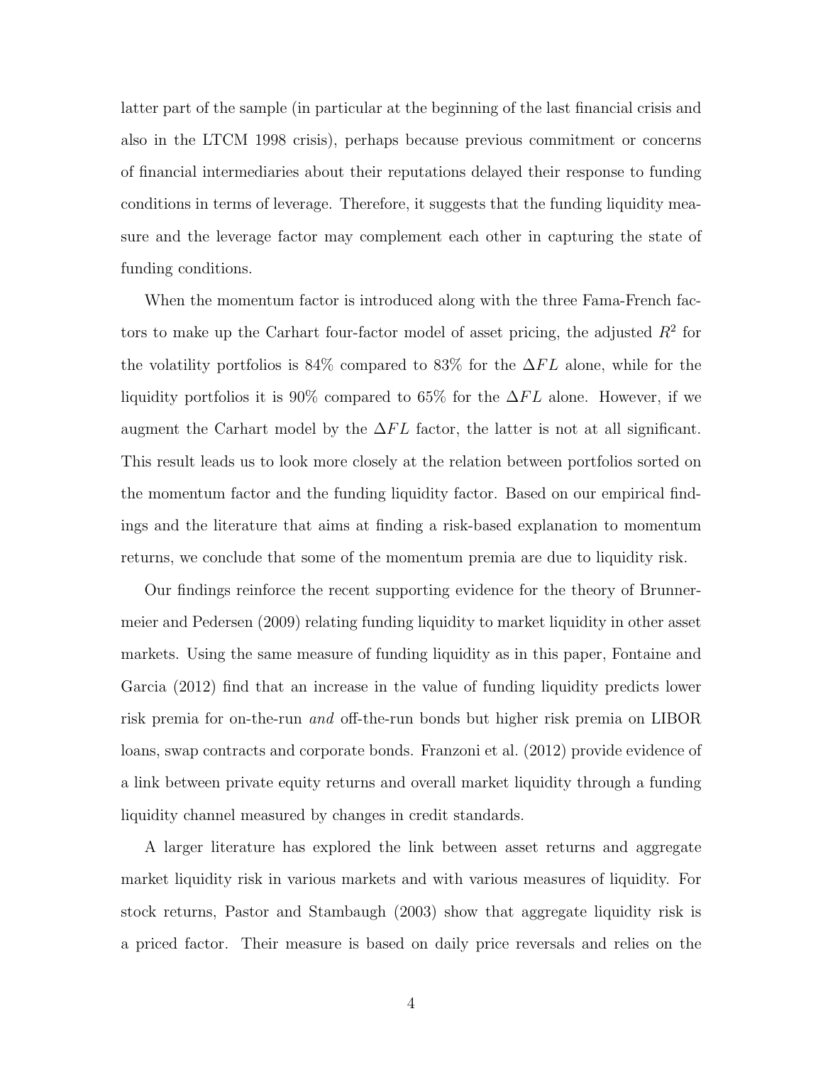latter part of the sample (in particular at the beginning of the last financial crisis and also in the LTCM 1998 crisis), perhaps because previous commitment or concerns of financial intermediaries about their reputations delayed their response to funding conditions in terms of leverage. Therefore, it suggests that the funding liquidity measure and the leverage factor may complement each other in capturing the state of funding conditions.

When the momentum factor is introduced along with the three Fama-French factors to make up the Carhart four-factor model of asset pricing, the adjusted $R^2$ for the volatility portfolios is 84% compared to 83% for the $\Delta FL$ alone, while for the liquidity portfolios it is 90% compared to 65% for the $\Delta FL$ alone. However, if we augment the Carhart model by the $\Delta FL$ factor, the latter is not at all significant. This result leads us to look more closely at the relation between portfolios sorted on the momentum factor and the funding liquidity factor. Based on our empirical findings and the literature that aims at finding a risk-based explanation to momentum returns, we conclude that some of the momentum premia are due to liquidity risk.

Our findings reinforce the recent supporting evidence for the theory of Brunnermeier and Pedersen (2009) relating funding liquidity to market liquidity in other asset markets. Using the same measure of funding liquidity as in this paper, Fontaine and Garcia (2012) find that an increase in the value of funding liquidity predicts lower risk premia for on-the-run *and* off-the-run bonds but higher risk premia on LIBOR loans, swap contracts and corporate bonds. Franzoni et al. (2012) provide evidence of a link between private equity returns and overall market liquidity through a funding liquidity channel measured by changes in credit standards.

A larger literature has explored the link between asset returns and aggregate market liquidity risk in various markets and with various measures of liquidity. For stock returns, Pastor and Stambaugh (2003) show that aggregate liquidity risk is a priced factor. Their measure is based on daily price reversals and relies on the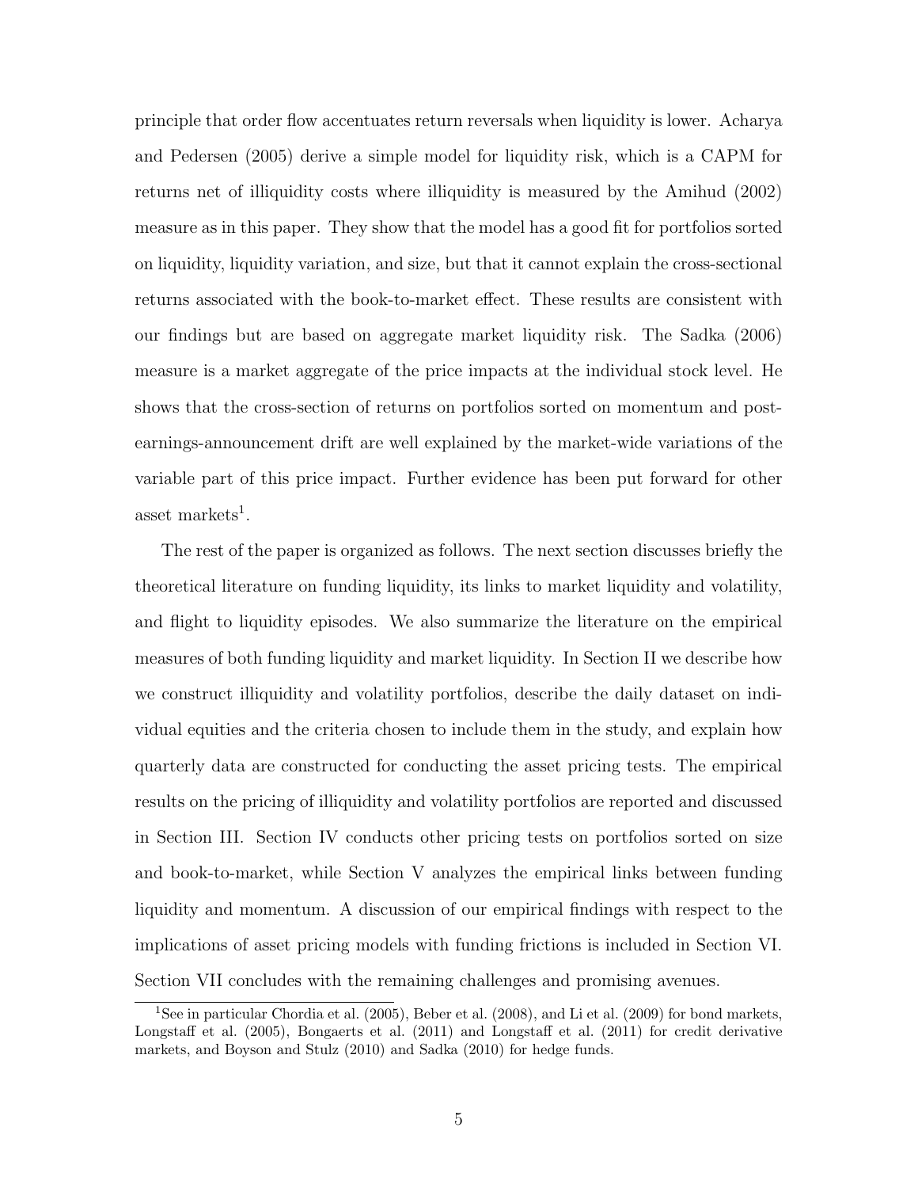principle that order flow accentuates return reversals when liquidity is lower. Acharya and Pedersen (2005) derive a simple model for liquidity risk, which is a CAPM for returns net of illiquidity costs where illiquidity is measured by the Amihud (2002) measure as in this paper. They show that the model has a good fit for portfolios sorted on liquidity, liquidity variation, and size, but that it cannot explain the cross-sectional returns associated with the book-to-market effect. These results are consistent with our findings but are based on aggregate market liquidity risk. The Sadka (2006) measure is a market aggregate of the price impacts at the individual stock level. He shows that the cross-section of returns on portfolios sorted on momentum and post-earnings-announcement drift are well explained by the market-wide variations of the variable part of this price impact. Further evidence has been put forward for other asset markets[1].

The rest of the paper is organized as follows. The next section discusses briefly the theoretical literature on funding liquidity, its links to market liquidity and volatility, and flight to liquidity episodes. We also summarize the literature on the empirical measures of both funding liquidity and market liquidity. In Section II we describe how we construct illiquidity and volatility portfolios, describe the daily dataset on individual equities and the criteria chosen to include them in the study, and explain how quarterly data are constructed for conducting the asset pricing tests. The empirical results on the pricing of illiquidity and volatility portfolios are reported and discussed in Section III. Section IV conducts other pricing tests on portfolios sorted on size and book-to-market, while Section V analyzes the empirical links between funding liquidity and momentum. A discussion of our empirical findings with respect to the implications of asset pricing models with funding frictions is included in Section VI. Section VII concludes with the remaining challenges and promising avenues.

[1] See in particular Chordia et al. (2005), Beber et al. (2008), and Li et al. (2009) for bond markets, Longstaff et al. (2005), Bongaerts et al. (2011) and Longstaff et al. (2011) for credit derivative markets, and Boyson and Stulz (2010) and Sadka (2010) for hedge funds.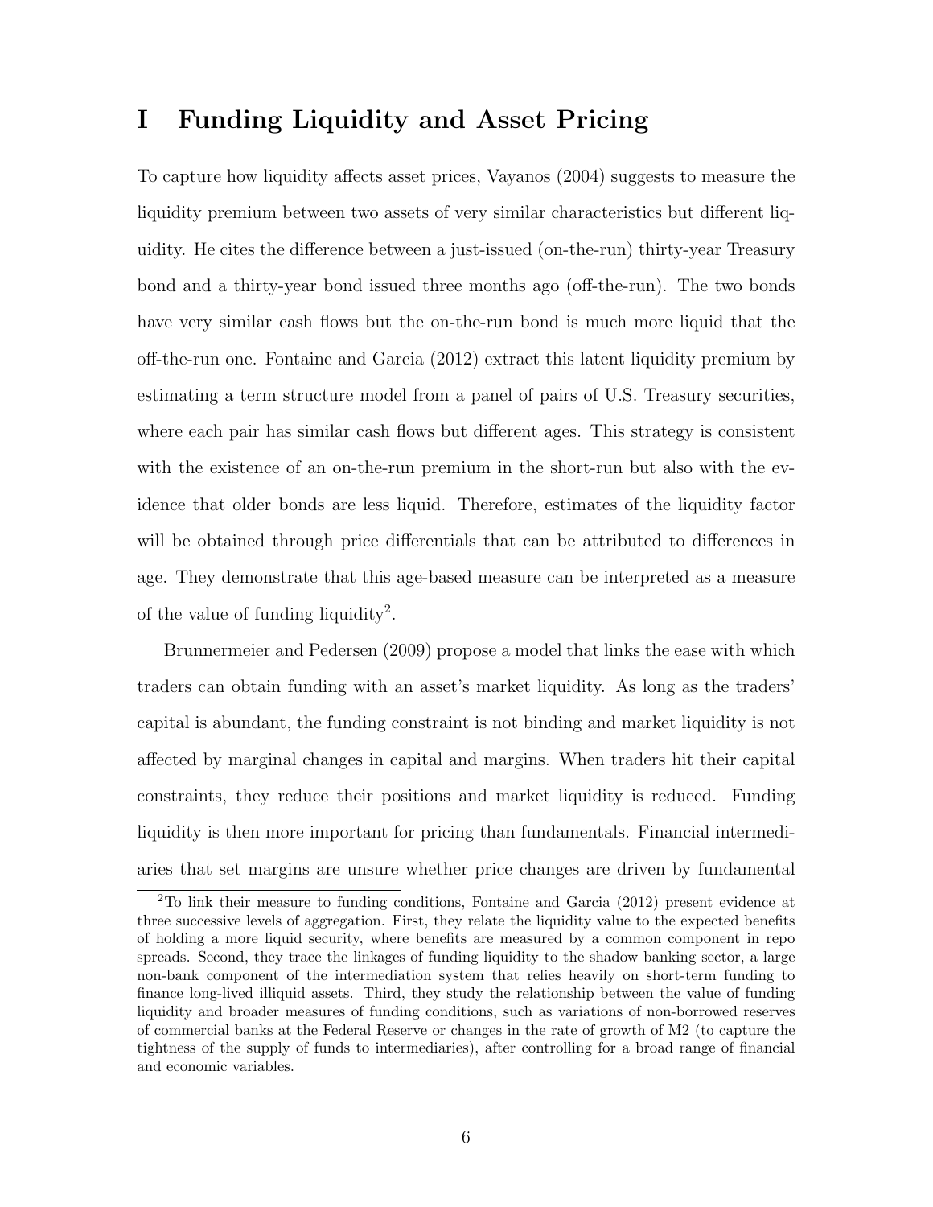# I Funding Liquidity and Asset Pricing

To capture how liquidity affects asset prices, Vayanos (2004) suggests to measure the liquidity premium between two assets of very similar characteristics but different liquidity. He cites the difference between a just-issued (on-the-run) thirty-year Treasury bond and a thirty-year bond issued three months ago (off-the-run). The two bonds have very similar cash flows but the on-the-run bond is much more liquid that the off-the-run one. Fontaine and Garcia (2012) extract this latent liquidity premium by estimating a term structure model from a panel of pairs of U.S. Treasury securities, where each pair has similar cash flows but different ages. This strategy is consistent with the existence of an on-the-run premium in the short-run but also with the evidence that older bonds are less liquid. Therefore, estimates of the liquidity factor will be obtained through price differentials that can be attributed to differences in age. They demonstrate that this age-based measure can be interpreted as a measure of the value of funding liquidity[2].

Brunnermeier and Pedersen (2009) propose a model that links the ease with which traders can obtain funding with an asset's market liquidity. As long as the traders' capital is abundant, the funding constraint is not binding and market liquidity is not affected by marginal changes in capital and margins. When traders hit their capital constraints, they reduce their positions and market liquidity is reduced. Funding liquidity is then more important for pricing than fundamentals. Financial intermediaries that set margins are unsure whether price changes are driven by fundamental

[2]To link their measure to funding conditions, Fontaine and Garcia (2012) present evidence at three successive levels of aggregation. First, they relate the liquidity value to the expected benefits of holding a more liquid security, where benefits are measured by a common component in repo spreads. Second, they trace the linkages of funding liquidity to the shadow banking sector, a large non-bank component of the intermediation system that relies heavily on short-term funding to finance long-lived illiquid assets. Third, they study the relationship between the value of funding liquidity and broader measures of funding conditions, such as variations of non-borrowed reserves of commercial banks at the Federal Reserve or changes in the rate of growth of M2 (to capture the tightness of the supply of funds to intermediaries), after controlling for a broad range of financial and economic variables.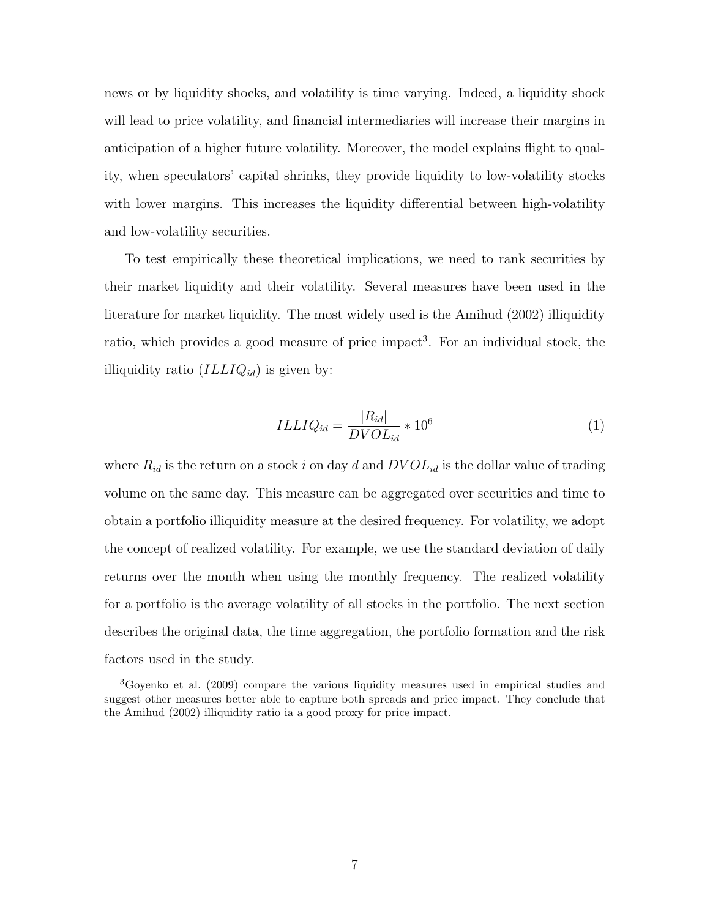news or by liquidity shocks, and volatility is time varying. Indeed, a liquidity shock will lead to price volatility, and financial intermediaries will increase their margins in anticipation of a higher future volatility. Moreover, the model explains flight to quality, when speculators' capital shrinks, they provide liquidity to low-volatility stocks with lower margins. This increases the liquidity differential between high-volatility and low-volatility securities.

To test empirically these theoretical implications, we need to rank securities by their market liquidity and their volatility. Several measures have been used in the literature for market liquidity. The most widely used is the Amihud (2002) illiquidity ratio, which provides a good measure of price impact[3]. For an individual stock, the illiquidity ratio ($ILLIQ_{id}$) is given by:

$$ILLIQ_{id} = \frac{|R_{id}|}{DVOL_{id}} * 10^6 \tag{1}$$

where $R_{id}$ is the return on a stock $i$ on day $d$ and $DVOL_{id}$ is the dollar value of trading volume on the same day. This measure can be aggregated over securities and time to obtain a portfolio illiquidity measure at the desired frequency. For volatility, we adopt the concept of realized volatility. For example, we use the standard deviation of daily returns over the month when using the monthly frequency. The realized volatility for a portfolio is the average volatility of all stocks in the portfolio. The next section describes the original data, the time aggregation, the portfolio formation and the risk factors used in the study.

[3] Goyenko et al. (2009) compare the various liquidity measures used in empirical studies and suggest other measures better able to capture both spreads and price impact. They conclude that the Amihud (2002) illiquidity ratio ia a good proxy for price impact.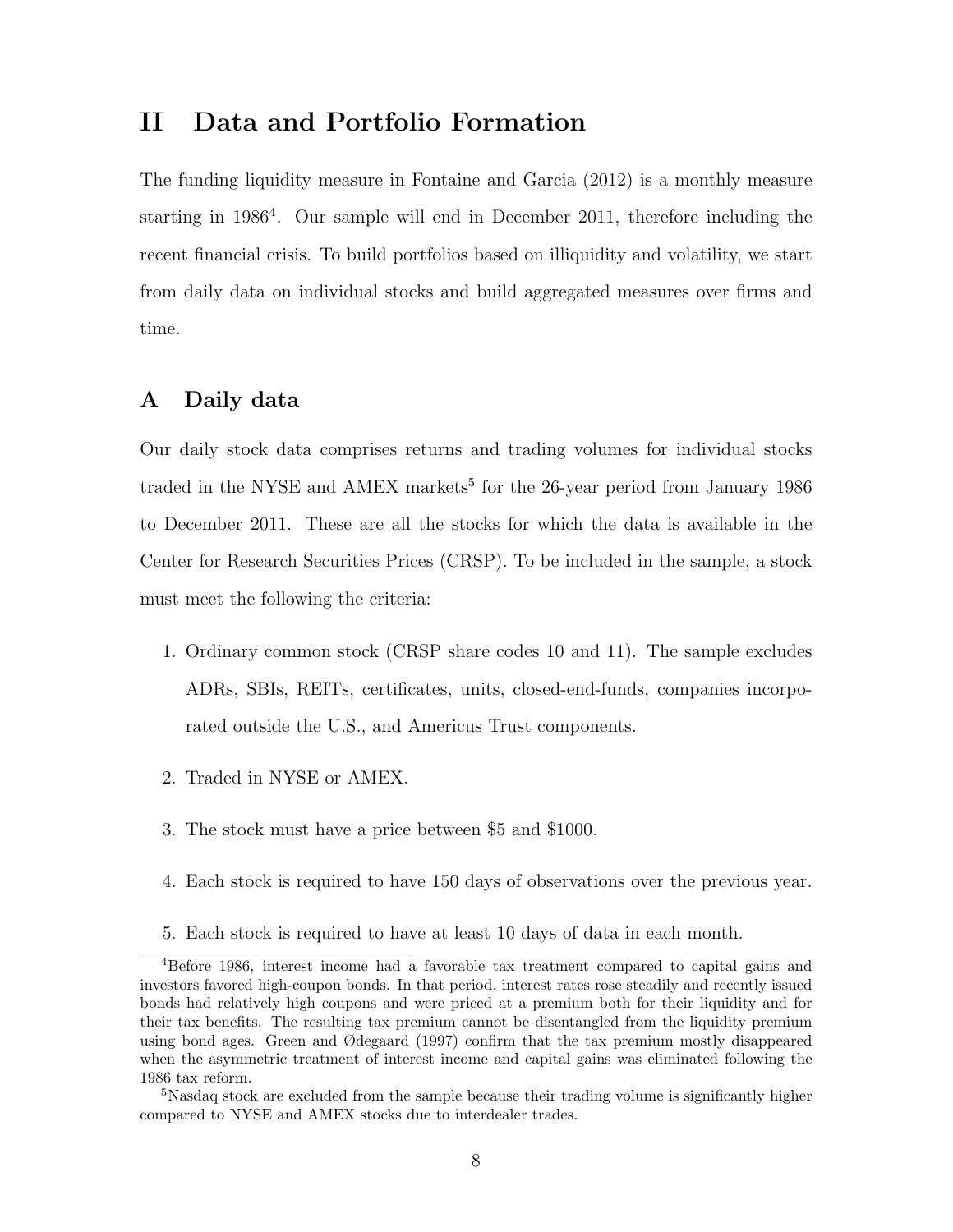# II Data and Portfolio Formation

The funding liquidity measure in Fontaine and Garcia (2012) is a monthly measure starting in 1986[4]. Our sample will end in December 2011, therefore including the recent financial crisis. To build portfolios based on illiquidity and volatility, we start from daily data on individual stocks and build aggregated measures over firms and time.

## A Daily data

Our daily stock data comprises returns and trading volumes for individual stocks traded in the NYSE and AMEX markets[5] for the 26-year period from January 1986 to December 2011. These are all the stocks for which the data is available in the Center for Research Securities Prices (CRSP). To be included in the sample, a stock must meet the following the criteria:

1. Ordinary common stock (CRSP share codes 10 and 11). The sample excludes ADRs, SBIs, REITs, certificates, units, closed-end-funds, companies incorporated outside the U.S., and Americus Trust components.
2. Traded in NYSE or AMEX.
3. The stock must have a price between $5 and $1000.
4. Each stock is required to have 150 days of observations over the previous year.
5. Each stock is required to have at least 10 days of data in each month.

[4]Before 1986, interest income had a favorable tax treatment compared to capital gains and investors favored high-coupon bonds. In that period, interest rates rose steadily and recently issued bonds had relatively high coupons and were priced at a premium both for their liquidity and for their tax benefits. The resulting tax premium cannot be disentangled from the liquidity premium using bond ages. Green and Ødegaard (1997) confirm that the tax premium mostly disappeared when the asymmetric treatment of interest income and capital gains was eliminated following the 1986 tax reform.

[5]Nasdaq stock are excluded from the sample because their trading volume is significantly higher compared to NYSE and AMEX stocks due to interdealer trades.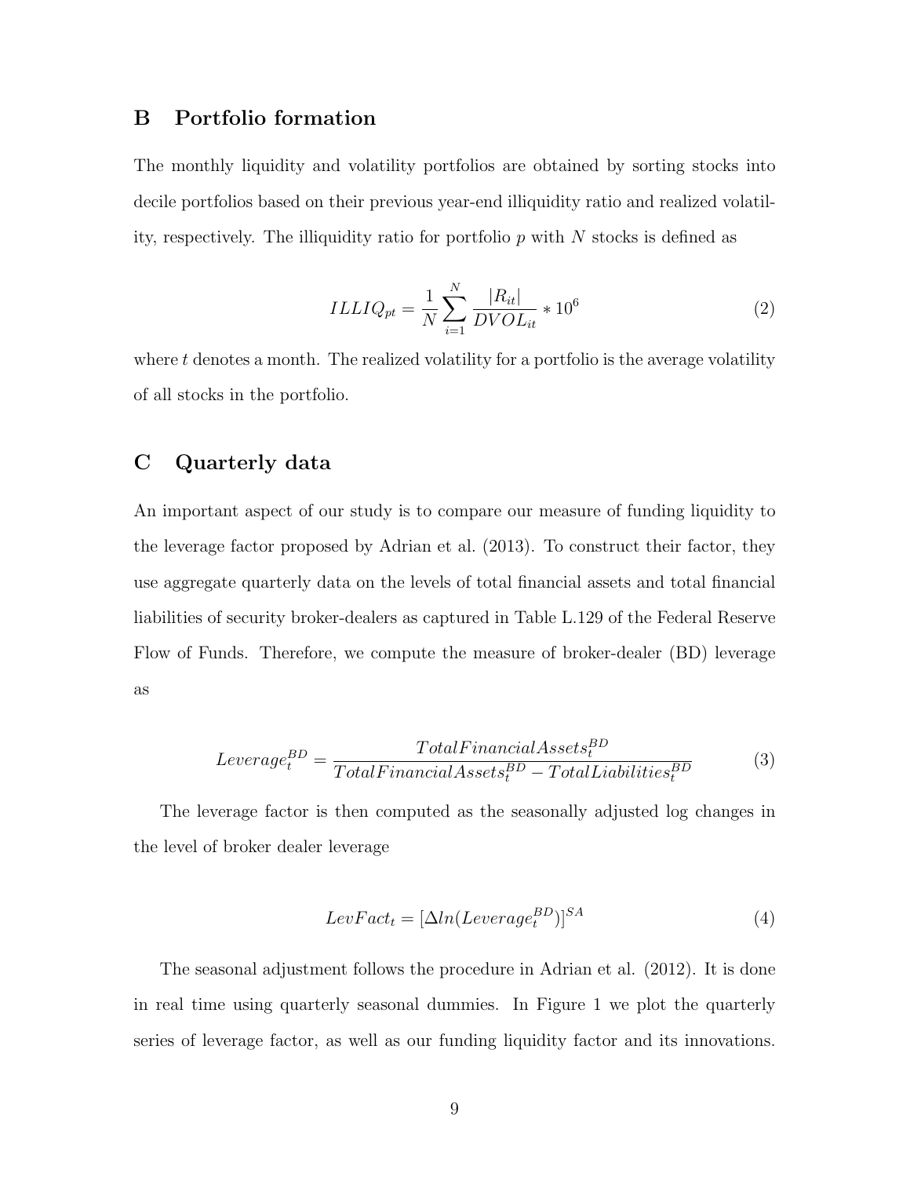## B Portfolio formation

The monthly liquidity and volatility portfolios are obtained by sorting stocks into decile portfolios based on their previous year-end illiquidity ratio and realized volatility, respectively. The illiquidity ratio for portfolio $p$ with $N$ stocks is defined as

$$ILLIQ_{pt} = \frac{1}{N}\sum_{i=1}^{N} \frac{|R_{it}|}{DVOL_{it}} * 10^6 \tag{2}$$

where $t$ denotes a month. The realized volatility for a portfolio is the average volatility of all stocks in the portfolio.

## C Quarterly data

An important aspect of our study is to compare our measure of funding liquidity to the leverage factor proposed by Adrian et al. (2013). To construct their factor, they use aggregate quarterly data on the levels of total financial assets and total financial liabilities of security broker-dealers as captured in Table L.129 of the Federal Reserve Flow of Funds. Therefore, we compute the measure of broker-dealer (BD) leverage as

$$Leverage_t^{BD} = \frac{TotalFinancialAssets_t^{BD}}{TotalFinancialAssets_t^{BD} - TotalLiabilities_t^{BD}} \tag{3}$$

The leverage factor is then computed as the seasonally adjusted log changes in the level of broker dealer leverage

$$LevFact_t = [\Delta ln(Leverage_t^{BD})]^{SA} \tag{4}$$

The seasonal adjustment follows the procedure in Adrian et al. (2012). It is done in real time using quarterly seasonal dummies. In Figure 1 we plot the quarterly series of leverage factor, as well as our funding liquidity factor and its innovations.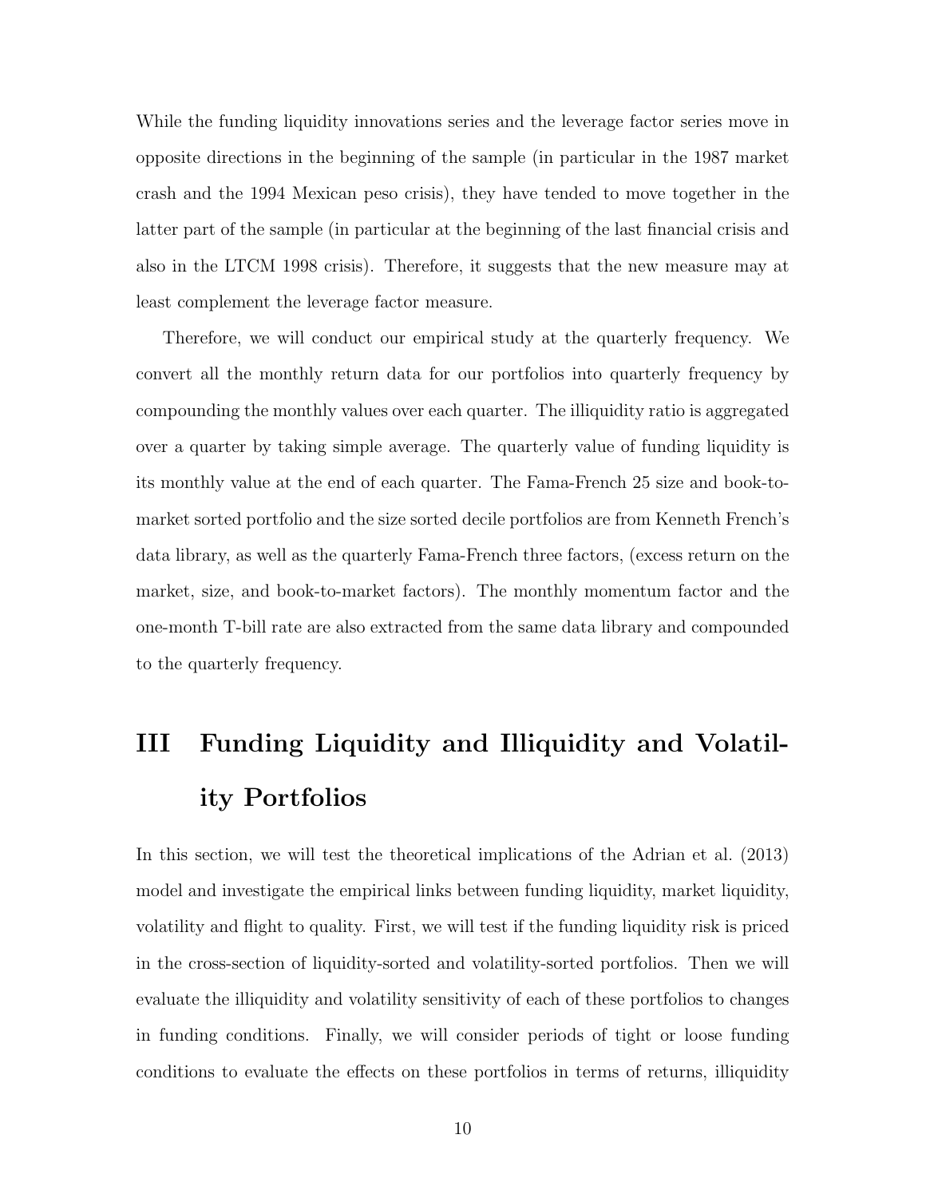While the funding liquidity innovations series and the leverage factor series move in opposite directions in the beginning of the sample (in particular in the 1987 market crash and the 1994 Mexican peso crisis), they have tended to move together in the latter part of the sample (in particular at the beginning of the last financial crisis and also in the LTCM 1998 crisis). Therefore, it suggests that the new measure may at least complement the leverage factor measure.

Therefore, we will conduct our empirical study at the quarterly frequency. We convert all the monthly return data for our portfolios into quarterly frequency by compounding the monthly values over each quarter. The illiquidity ratio is aggregated over a quarter by taking simple average. The quarterly value of funding liquidity is its monthly value at the end of each quarter. The Fama-French 25 size and book-to-market sorted portfolio and the size sorted decile portfolios are from Kenneth French's data library, as well as the quarterly Fama-French three factors, (excess return on the market, size, and book-to-market factors). The monthly momentum factor and the one-month T-bill rate are also extracted from the same data library and compounded to the quarterly frequency.

# III Funding Liquidity and Illiquidity and Volatility Portfolios

In this section, we will test the theoretical implications of the Adrian et al. (2013) model and investigate the empirical links between funding liquidity, market liquidity, volatility and flight to quality. First, we will test if the funding liquidity risk is priced in the cross-section of liquidity-sorted and volatility-sorted portfolios. Then we will evaluate the illiquidity and volatility sensitivity of each of these portfolios to changes in funding conditions. Finally, we will consider periods of tight or loose funding conditions to evaluate the effects on these portfolios in terms of returns, illiquidity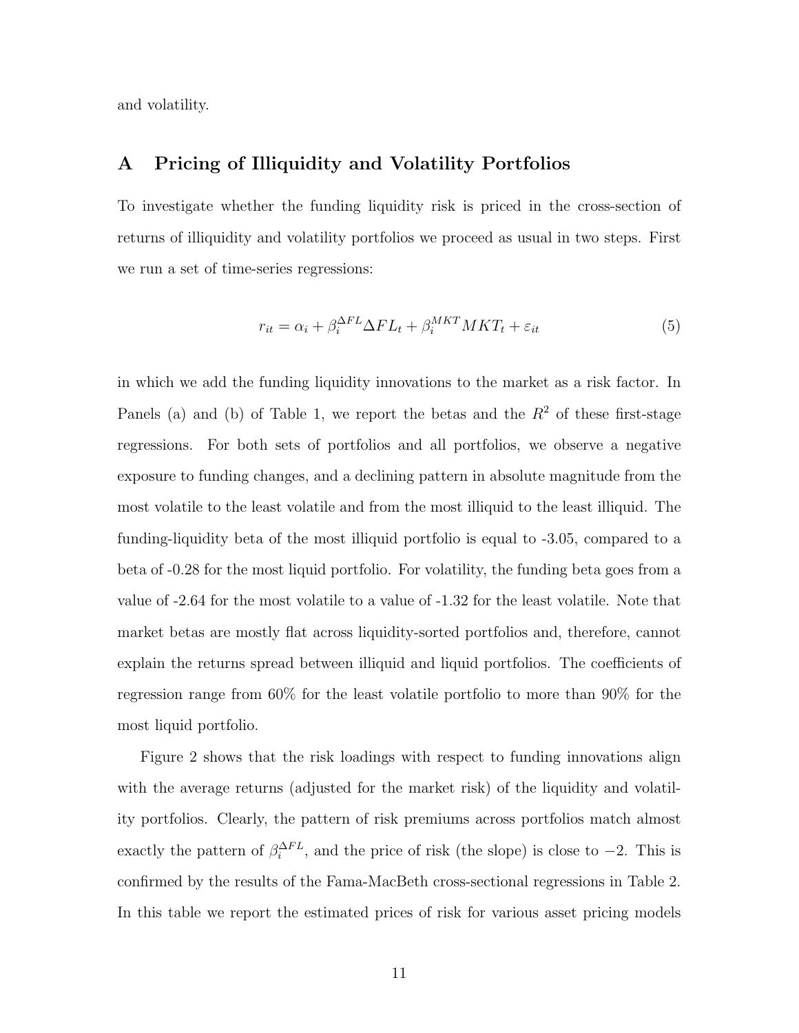and volatility.

## A Pricing of Illiquidity and Volatility Portfolios

To investigate whether the funding liquidity risk is priced in the cross-section of returns of illiquidity and volatility portfolios we proceed as usual in two steps. First we run a set of time-series regressions:

$$r_{it} = \alpha_i + \beta_i^{\Delta FL} \Delta FL_t + \beta_i^{MKT} MKT_t + \varepsilon_{it} \tag{5}$$

in which we add the funding liquidity innovations to the market as a risk factor. In Panels (a) and (b) of Table 1, we report the betas and the $R^2$ of these first-stage regressions. For both sets of portfolios and all portfolios, we observe a negative exposure to funding changes, and a declining pattern in absolute magnitude from the most volatile to the least volatile and from the most illiquid to the least illiquid. The funding-liquidity beta of the most illiquid portfolio is equal to -3.05, compared to a beta of -0.28 for the most liquid portfolio. For volatility, the funding beta goes from a value of -2.64 for the most volatile to a value of -1.32 for the least volatile. Note that market betas are mostly flat across liquidity-sorted portfolios and, therefore, cannot explain the returns spread between illiquid and liquid portfolios. The coefficients of regression range from 60% for the least volatile portfolio to more than 90% for the most liquid portfolio.

Figure 2 shows that the risk loadings with respect to funding innovations align with the average returns (adjusted for the market risk) of the liquidity and volatility portfolios. Clearly, the pattern of risk premiums across portfolios match almost exactly the pattern of $\beta_i^{\Delta FL}$, and the price of risk (the slope) is close to $-2$. This is confirmed by the results of the Fama-MacBeth cross-sectional regressions in Table 2. In this table we report the estimated prices of risk for various asset pricing models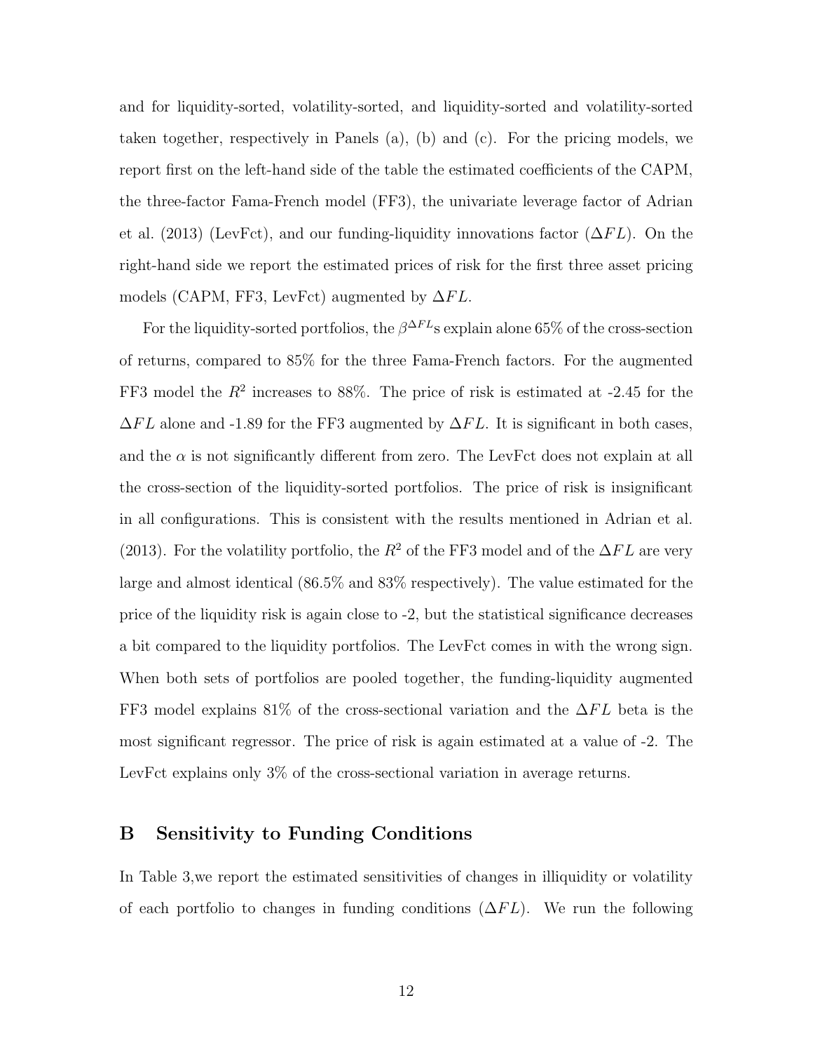and for liquidity-sorted, volatility-sorted, and liquidity-sorted and volatility-sorted taken together, respectively in Panels (a), (b) and (c). For the pricing models, we report first on the left-hand side of the table the estimated coefficients of the CAPM, the three-factor Fama-French model (FF3), the univariate leverage factor of Adrian et al. (2013) (LevFct), and our funding-liquidity innovations factor ($\Delta FL$). On the right-hand side we report the estimated prices of risk for the first three asset pricing models (CAPM, FF3, LevFct) augmented by $\Delta FL$.

For the liquidity-sorted portfolios, the $\beta^{\Delta FL}$s explain alone 65% of the cross-section of returns, compared to 85% for the three Fama-French factors. For the augmented FF3 model the $R^2$ increases to 88%. The price of risk is estimated at -2.45 for the $\Delta FL$ alone and -1.89 for the FF3 augmented by $\Delta FL$. It is significant in both cases, and the $\alpha$ is not significantly different from zero. The LevFct does not explain at all the cross-section of the liquidity-sorted portfolios. The price of risk is insignificant in all configurations. This is consistent with the results mentioned in Adrian et al. (2013). For the volatility portfolio, the $R^2$ of the FF3 model and of the $\Delta FL$ are very large and almost identical (86.5% and 83% respectively). The value estimated for the price of the liquidity risk is again close to -2, but the statistical significance decreases a bit compared to the liquidity portfolios. The LevFct comes in with the wrong sign. When both sets of portfolios are pooled together, the funding-liquidity augmented FF3 model explains 81% of the cross-sectional variation and the $\Delta FL$ beta is the most significant regressor. The price of risk is again estimated at a value of -2. The LevFct explains only 3% of the cross-sectional variation in average returns.

## B Sensitivity to Funding Conditions

In Table 3,we report the estimated sensitivities of changes in illiquidity or volatility of each portfolio to changes in funding conditions ($\Delta FL$). We run the following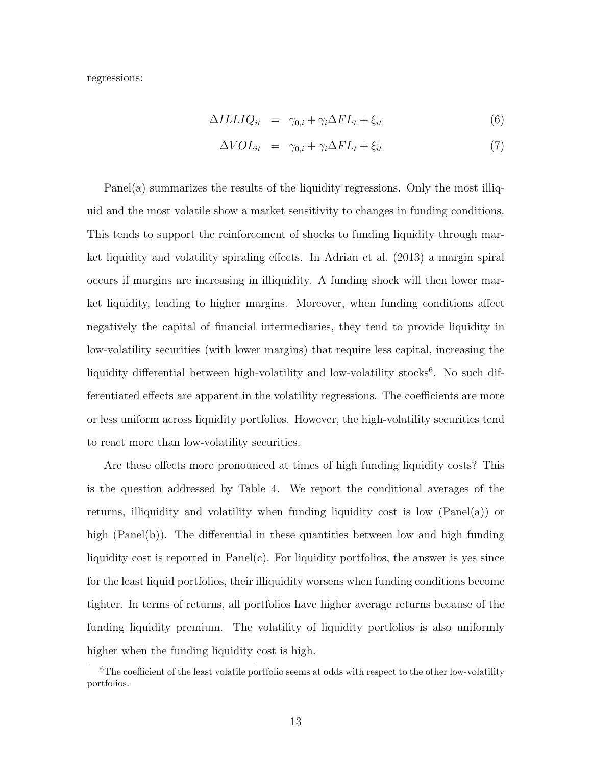regressions:

$$\Delta ILLIQ_{it} = \gamma_{0,i} + \gamma_i \Delta FL_t + \xi_{it} \tag{6}$$

$$\Delta VOL_{it} = \gamma_{0,i} + \gamma_i \Delta FL_t + \xi_{it} \tag{7}$$

Panel(a) summarizes the results of the liquidity regressions. Only the most illiquid and the most volatile show a market sensitivity to changes in funding conditions. This tends to support the reinforcement of shocks to funding liquidity through market liquidity and volatility spiraling effects. In Adrian et al. (2013) a margin spiral occurs if margins are increasing in illiquidity. A funding shock will then lower market liquidity, leading to higher margins. Moreover, when funding conditions affect negatively the capital of financial intermediaries, they tend to provide liquidity in low-volatility securities (with lower margins) that require less capital, increasing the liquidity differential between high-volatility and low-volatility stocks[6]. No such differentiated effects are apparent in the volatility regressions. The coefficients are more or less uniform across liquidity portfolios. However, the high-volatility securities tend to react more than low-volatility securities.

Are these effects more pronounced at times of high funding liquidity costs? This is the question addressed by Table 4. We report the conditional averages of the returns, illiquidity and volatility when funding liquidity cost is low (Panel(a)) or high (Panel(b)). The differential in these quantities between low and high funding liquidity cost is reported in Panel(c). For liquidity portfolios, the answer is yes since for the least liquid portfolios, their illiquidity worsens when funding conditions become tighter. In terms of returns, all portfolios have higher average returns because of the funding liquidity premium. The volatility of liquidity portfolios is also uniformly higher when the funding liquidity cost is high.

[6] The coefficient of the least volatile portfolio seems at odds with respect to the other low-volatility portfolios.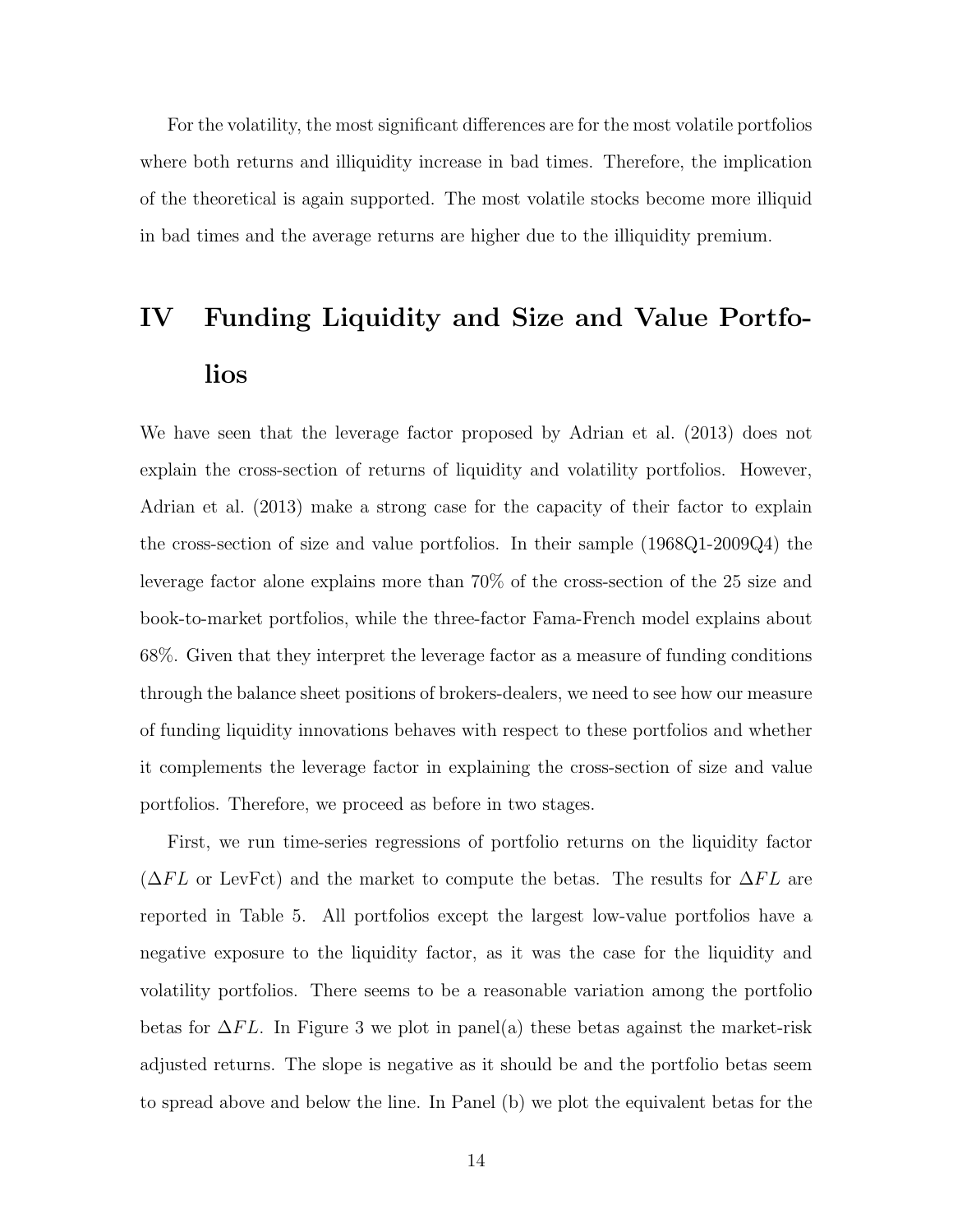For the volatility, the most significant differences are for the most volatile portfolios where both returns and illiquidity increase in bad times. Therefore, the implication of the theoretical is again supported. The most volatile stocks become more illiquid in bad times and the average returns are higher due to the illiquidity premium.

# IV Funding Liquidity and Size and Value Portfolios

We have seen that the leverage factor proposed by Adrian et al. (2013) does not explain the cross-section of returns of liquidity and volatility portfolios. However, Adrian et al. (2013) make a strong case for the capacity of their factor to explain the cross-section of size and value portfolios. In their sample (1968Q1-2009Q4) the leverage factor alone explains more than 70% of the cross-section of the 25 size and book-to-market portfolios, while the three-factor Fama-French model explains about 68%. Given that they interpret the leverage factor as a measure of funding conditions through the balance sheet positions of brokers-dealers, we need to see how our measure of funding liquidity innovations behaves with respect to these portfolios and whether it complements the leverage factor in explaining the cross-section of size and value portfolios. Therefore, we proceed as before in two stages.

First, we run time-series regressions of portfolio returns on the liquidity factor ($\Delta FL$ or LevFct) and the market to compute the betas. The results for $\Delta FL$ are reported in Table 5. All portfolios except the largest low-value portfolios have a negative exposure to the liquidity factor, as it was the case for the liquidity and volatility portfolios. There seems to be a reasonable variation among the portfolio betas for $\Delta FL$. In Figure 3 we plot in panel(a) these betas against the market-risk adjusted returns. The slope is negative as it should be and the portfolio betas seem to spread above and below the line. In Panel (b) we plot the equivalent betas for the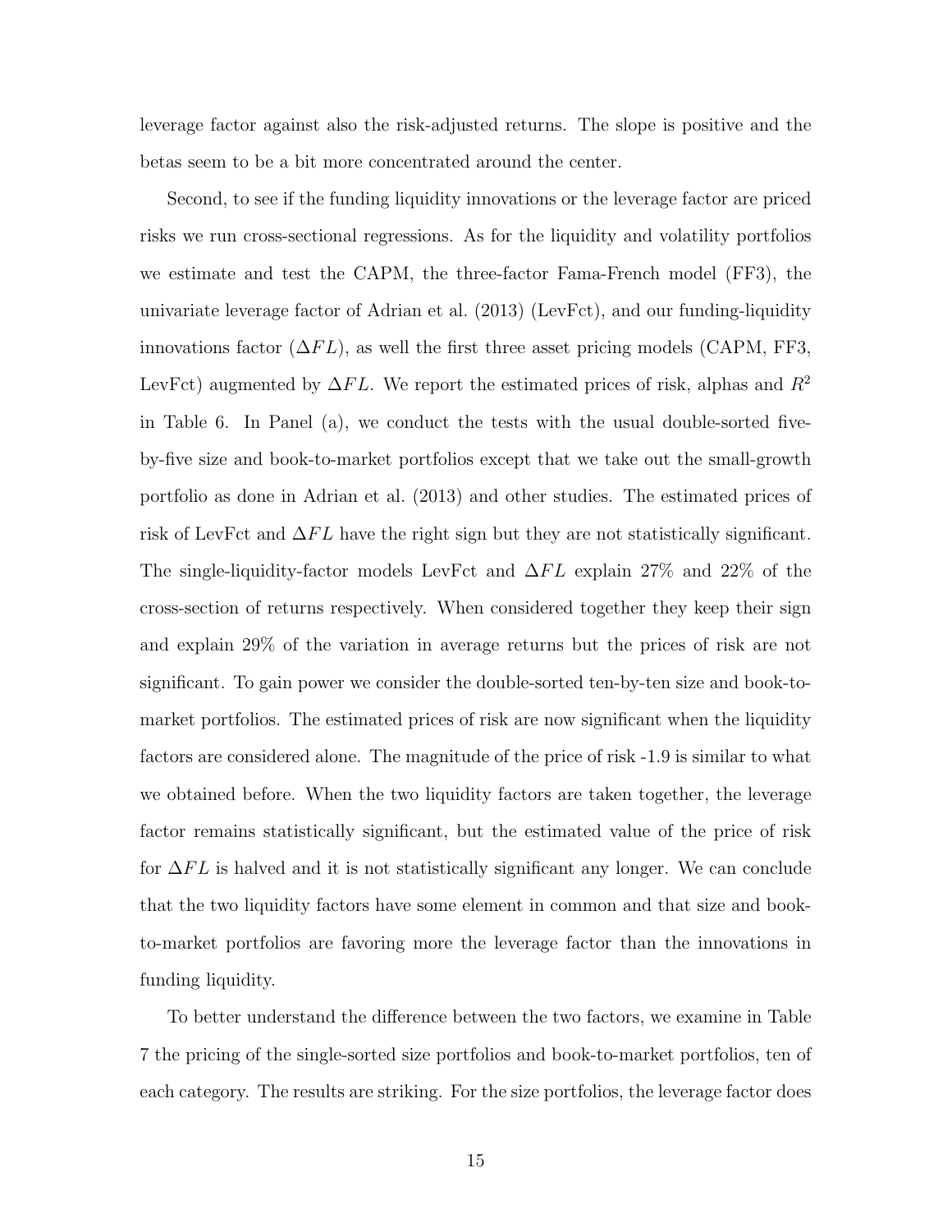leverage factor against also the risk-adjusted returns. The slope is positive and the betas seem to be a bit more concentrated around the center.

Second, to see if the funding liquidity innovations or the leverage factor are priced risks we run cross-sectional regressions. As for the liquidity and volatility portfolios we estimate and test the CAPM, the three-factor Fama-French model (FF3), the univariate leverage factor of Adrian et al. (2013) (LevFct), and our funding-liquidity innovations factor ($\Delta FL$), as well the first three asset pricing models (CAPM, FF3, LevFct) augmented by $\Delta FL$. We report the estimated prices of risk, alphas and $R^2$ in Table 6. In Panel (a), we conduct the tests with the usual double-sorted five-by-five size and book-to-market portfolios except that we take out the small-growth portfolio as done in Adrian et al. (2013) and other studies. The estimated prices of risk of LevFct and $\Delta FL$ have the right sign but they are not statistically significant. The single-liquidity-factor models LevFct and $\Delta FL$ explain 27% and 22% of the cross-section of returns respectively. When considered together they keep their sign and explain 29% of the variation in average returns but the prices of risk are not significant. To gain power we consider the double-sorted ten-by-ten size and book-to-market portfolios. The estimated prices of risk are now significant when the liquidity factors are considered alone. The magnitude of the price of risk -1.9 is similar to what we obtained before. When the two liquidity factors are taken together, the leverage factor remains statistically significant, but the estimated value of the price of risk for $\Delta FL$ is halved and it is not statistically significant any longer. We can conclude that the two liquidity factors have some element in common and that size and book-to-market portfolios are favoring more the leverage factor than the innovations in funding liquidity.

To better understand the difference between the two factors, we examine in Table 7 the pricing of the single-sorted size portfolios and book-to-market portfolios, ten of each category. The results are striking. For the size portfolios, the leverage factor does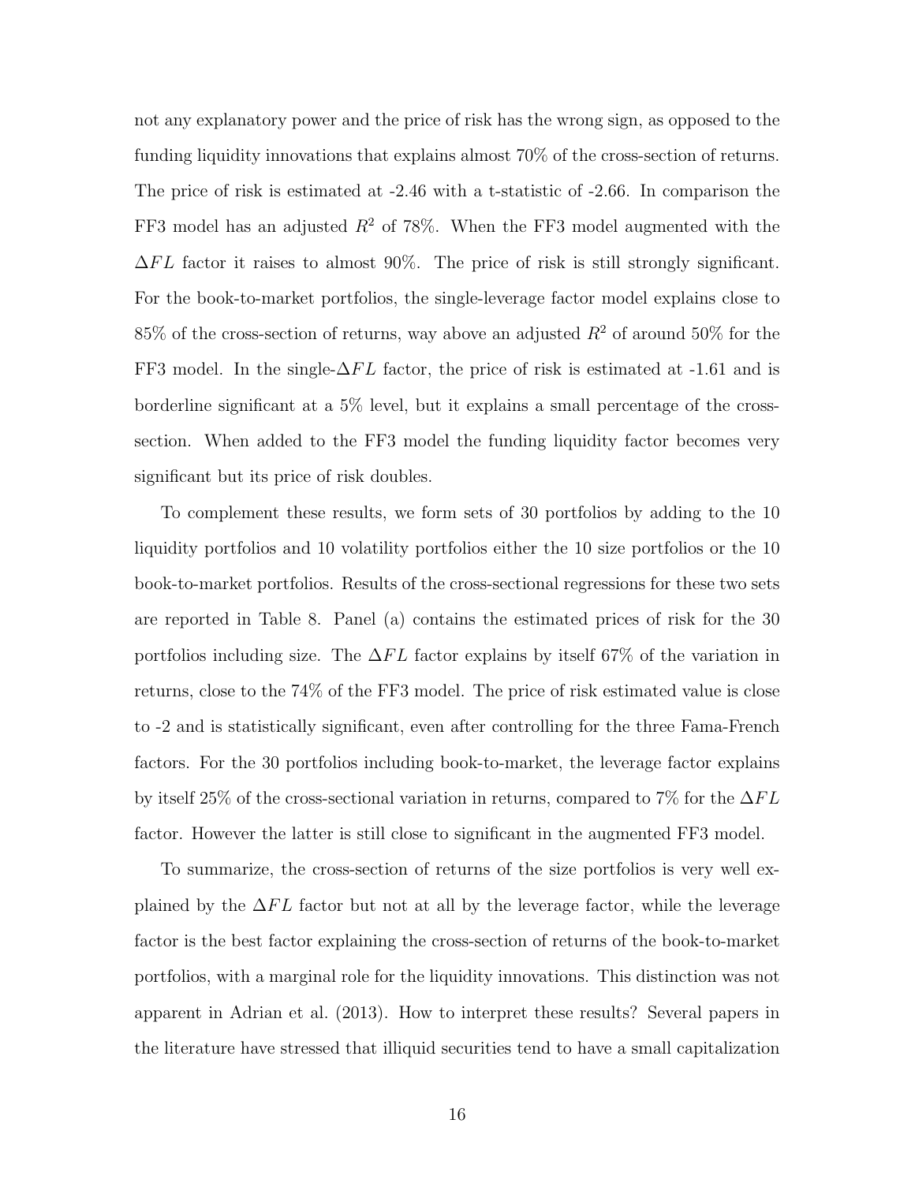not any explanatory power and the price of risk has the wrong sign, as opposed to the funding liquidity innovations that explains almost 70% of the cross-section of returns. The price of risk is estimated at -2.46 with a t-statistic of -2.66. In comparison the FF3 model has an adjusted $R^2$ of 78%. When the FF3 model augmented with the $\Delta FL$ factor it raises to almost 90%. The price of risk is still strongly significant. For the book-to-market portfolios, the single-leverage factor model explains close to 85% of the cross-section of returns, way above an adjusted $R^2$ of around 50% for the FF3 model. In the single-$\Delta FL$ factor, the price of risk is estimated at -1.61 and is borderline significant at a 5% level, but it explains a small percentage of the cross-section. When added to the FF3 model the funding liquidity factor becomes very significant but its price of risk doubles.

To complement these results, we form sets of 30 portfolios by adding to the 10 liquidity portfolios and 10 volatility portfolios either the 10 size portfolios or the 10 book-to-market portfolios. Results of the cross-sectional regressions for these two sets are reported in Table 8. Panel (a) contains the estimated prices of risk for the 30 portfolios including size. The $\Delta FL$ factor explains by itself 67% of the variation in returns, close to the 74% of the FF3 model. The price of risk estimated value is close to -2 and is statistically significant, even after controlling for the three Fama-French factors. For the 30 portfolios including book-to-market, the leverage factor explains by itself 25% of the cross-sectional variation in returns, compared to 7% for the $\Delta FL$ factor. However the latter is still close to significant in the augmented FF3 model.

To summarize, the cross-section of returns of the size portfolios is very well explained by the $\Delta FL$ factor but not at all by the leverage factor, while the leverage factor is the best factor explaining the cross-section of returns of the book-to-market portfolios, with a marginal role for the liquidity innovations. This distinction was not apparent in Adrian et al. (2013). How to interpret these results? Several papers in the literature have stressed that illiquid securities tend to have a small capitalization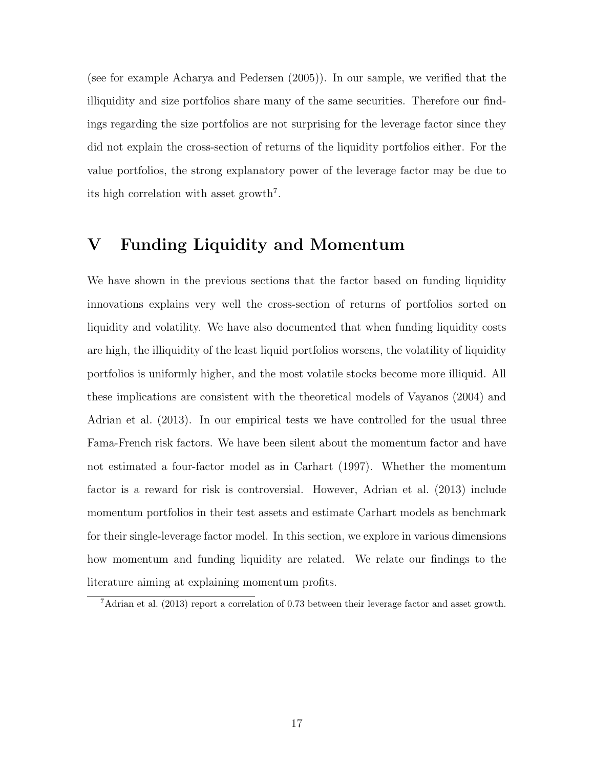(see for example Acharya and Pedersen (2005)). In our sample, we verified that the illiquidity and size portfolios share many of the same securities. Therefore our findings regarding the size portfolios are not surprising for the leverage factor since they did not explain the cross-section of returns of the liquidity portfolios either. For the value portfolios, the strong explanatory power of the leverage factor may be due to its high correlation with asset growth[7].

# V Funding Liquidity and Momentum

We have shown in the previous sections that the factor based on funding liquidity innovations explains very well the cross-section of returns of portfolios sorted on liquidity and volatility. We have also documented that when funding liquidity costs are high, the illiquidity of the least liquid portfolios worsens, the volatility of liquidity portfolios is uniformly higher, and the most volatile stocks become more illiquid. All these implications are consistent with the theoretical models of Vayanos (2004) and Adrian et al. (2013). In our empirical tests we have controlled for the usual three Fama-French risk factors. We have been silent about the momentum factor and have not estimated a four-factor model as in Carhart (1997). Whether the momentum factor is a reward for risk is controversial. However, Adrian et al. (2013) include momentum portfolios in their test assets and estimate Carhart models as benchmark for their single-leverage factor model. In this section, we explore in various dimensions how momentum and funding liquidity are related. We relate our findings to the literature aiming at explaining momentum profits.

[7] Adrian et al. (2013) report a correlation of 0.73 between their leverage factor and asset growth.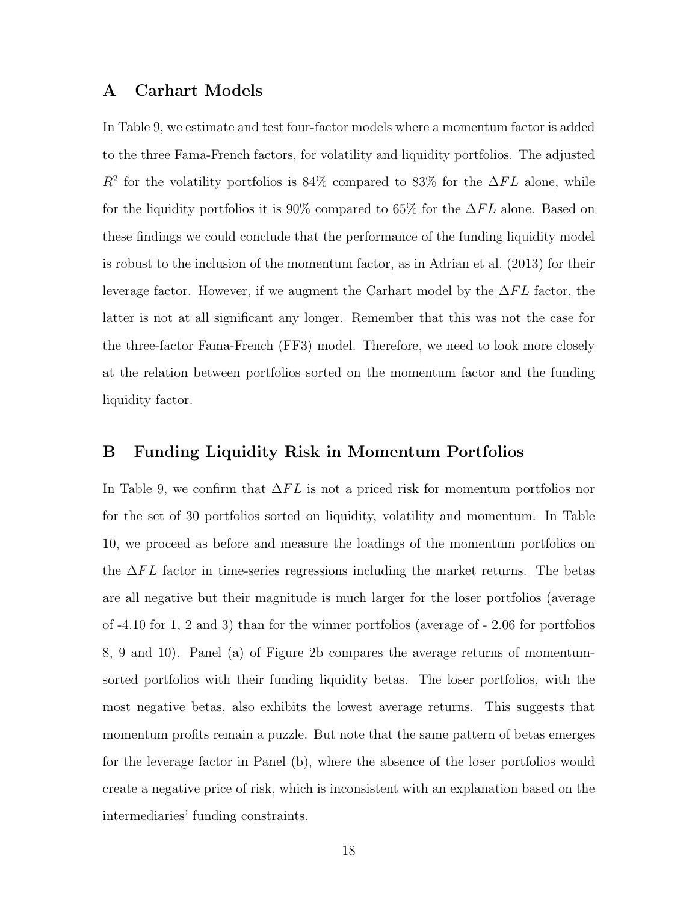## A Carhart Models

In Table 9, we estimate and test four-factor models where a momentum factor is added to the three Fama-French factors, for volatility and liquidity portfolios. The adjusted $R^2$ for the volatility portfolios is 84% compared to 83% for the $\Delta FL$ alone, while for the liquidity portfolios it is 90% compared to 65% for the $\Delta FL$ alone. Based on these findings we could conclude that the performance of the funding liquidity model is robust to the inclusion of the momentum factor, as in Adrian et al. (2013) for their leverage factor. However, if we augment the Carhart model by the $\Delta FL$ factor, the latter is not at all significant any longer. Remember that this was not the case for the three-factor Fama-French (FF3) model. Therefore, we need to look more closely at the relation between portfolios sorted on the momentum factor and the funding liquidity factor.

## B Funding Liquidity Risk in Momentum Portfolios

In Table 9, we confirm that $\Delta FL$ is not a priced risk for momentum portfolios nor for the set of 30 portfolios sorted on liquidity, volatility and momentum. In Table 10, we proceed as before and measure the loadings of the momentum portfolios on the $\Delta FL$ factor in time-series regressions including the market returns. The betas are all negative but their magnitude is much larger for the loser portfolios (average of -4.10 for 1, 2 and 3) than for the winner portfolios (average of - 2.06 for portfolios 8, 9 and 10). Panel (a) of Figure 2b compares the average returns of momentum-sorted portfolios with their funding liquidity betas. The loser portfolios, with the most negative betas, also exhibits the lowest average returns. This suggests that momentum profits remain a puzzle. But note that the same pattern of betas emerges for the leverage factor in Panel (b), where the absence of the loser portfolios would create a negative price of risk, which is inconsistent with an explanation based on the intermediaries' funding constraints.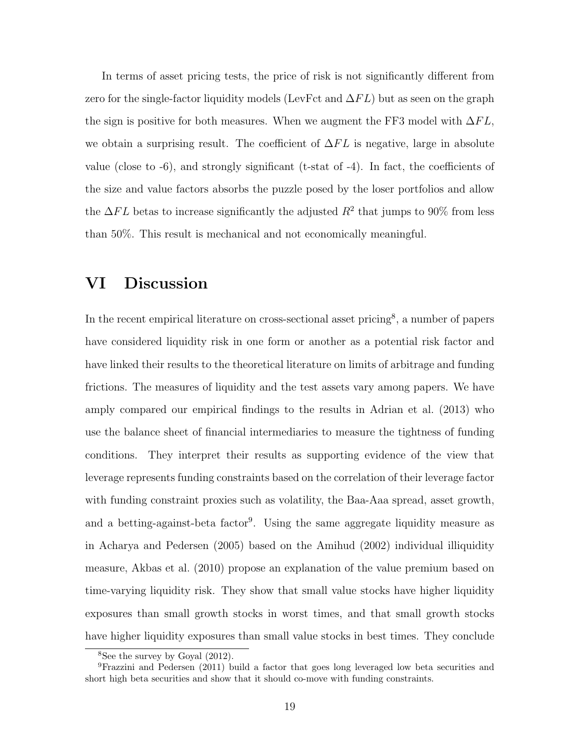In terms of asset pricing tests, the price of risk is not significantly different from zero for the single-factor liquidity models (LevFct and $\Delta FL$) but as seen on the graph the sign is positive for both measures. When we augment the FF3 model with $\Delta FL$, we obtain a surprising result. The coefficient of $\Delta FL$ is negative, large in absolute value (close to -6), and strongly significant (t-stat of -4). In fact, the coefficients of the size and value factors absorbs the puzzle posed by the loser portfolios and allow the $\Delta FL$ betas to increase significantly the adjusted $R^2$ that jumps to 90% from less than 50%. This result is mechanical and not economically meaningful.

# VI Discussion

In the recent empirical literature on cross-sectional asset pricing[8], a number of papers have considered liquidity risk in one form or another as a potential risk factor and have linked their results to the theoretical literature on limits of arbitrage and funding frictions. The measures of liquidity and the test assets vary among papers. We have amply compared our empirical findings to the results in Adrian et al. (2013) who use the balance sheet of financial intermediaries to measure the tightness of funding conditions. They interpret their results as supporting evidence of the view that leverage represents funding constraints based on the correlation of their leverage factor with funding constraint proxies such as volatility, the Baa-Aaa spread, asset growth, and a betting-against-beta factor[9]. Using the same aggregate liquidity measure as in Acharya and Pedersen (2005) based on the Amihud (2002) individual illiquidity measure, Akbas et al. (2010) propose an explanation of the value premium based on time-varying liquidity risk. They show that small value stocks have higher liquidity exposures than small growth stocks in worst times, and that small growth stocks have higher liquidity exposures than small value stocks in best times. They conclude

[8] See the survey by Goyal (2012).

[9] Frazzini and Pedersen (2011) build a factor that goes long leveraged low beta securities and short high beta securities and show that it should co-move with funding constraints.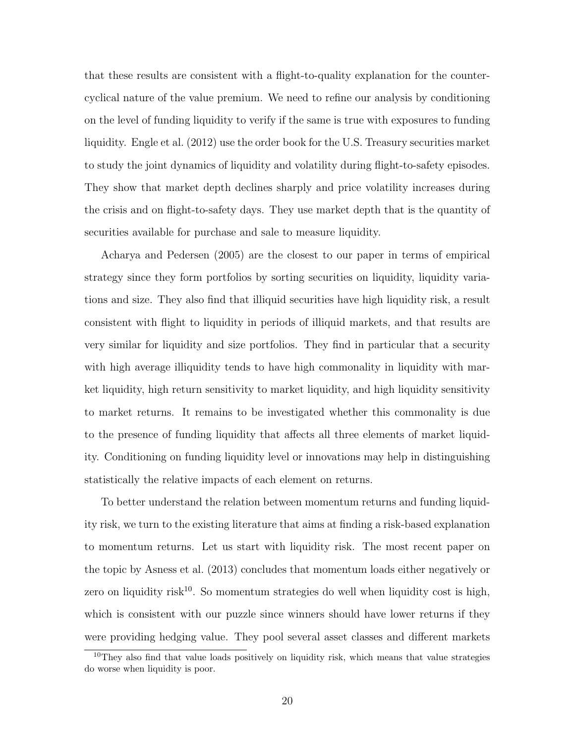that these results are consistent with a flight-to-quality explanation for the countercyclical nature of the value premium. We need to refine our analysis by conditioning on the level of funding liquidity to verify if the same is true with exposures to funding liquidity. Engle et al. (2012) use the order book for the U.S. Treasury securities market to study the joint dynamics of liquidity and volatility during flight-to-safety episodes. They show that market depth declines sharply and price volatility increases during the crisis and on flight-to-safety days. They use market depth that is the quantity of securities available for purchase and sale to measure liquidity.

Acharya and Pedersen (2005) are the closest to our paper in terms of empirical strategy since they form portfolios by sorting securities on liquidity, liquidity variations and size. They also find that illiquid securities have high liquidity risk, a result consistent with flight to liquidity in periods of illiquid markets, and that results are very similar for liquidity and size portfolios. They find in particular that a security with high average illiquidity tends to have high commonality in liquidity with market liquidity, high return sensitivity to market liquidity, and high liquidity sensitivity to market returns. It remains to be investigated whether this commonality is due to the presence of funding liquidity that affects all three elements of market liquidity. Conditioning on funding liquidity level or innovations may help in distinguishing statistically the relative impacts of each element on returns.

To better understand the relation between momentum returns and funding liquidity risk, we turn to the existing literature that aims at finding a risk-based explanation to momentum returns. Let us start with liquidity risk. The most recent paper on the topic by Asness et al. (2013) concludes that momentum loads either negatively or zero on liquidity risk[10]. So momentum strategies do well when liquidity cost is high, which is consistent with our puzzle since winners should have lower returns if they were providing hedging value. They pool several asset classes and different markets

[10] They also find that value loads positively on liquidity risk, which means that value strategies do worse when liquidity is poor.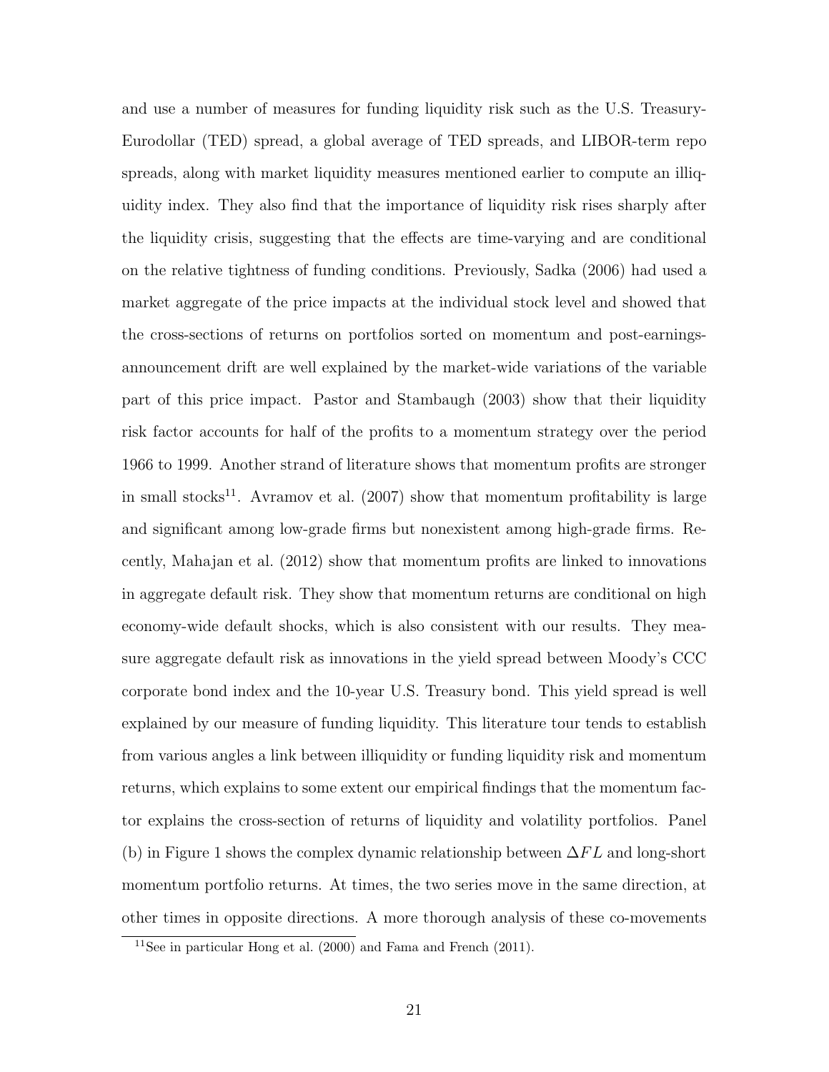and use a number of measures for funding liquidity risk such as the U.S. Treasury-Eurodollar (TED) spread, a global average of TED spreads, and LIBOR-term repo spreads, along with market liquidity measures mentioned earlier to compute an illiquidity index. They also find that the importance of liquidity risk rises sharply after the liquidity crisis, suggesting that the effects are time-varying and are conditional on the relative tightness of funding conditions. Previously, Sadka (2006) had used a market aggregate of the price impacts at the individual stock level and showed that the cross-sections of returns on portfolios sorted on momentum and post-earnings-announcement drift are well explained by the market-wide variations of the variable part of this price impact. Pastor and Stambaugh (2003) show that their liquidity risk factor accounts for half of the profits to a momentum strategy over the period 1966 to 1999. Another strand of literature shows that momentum profits are stronger in small stocks[11]. Avramov et al. (2007) show that momentum profitability is large and significant among low-grade firms but nonexistent among high-grade firms. Recently, Mahajan et al. (2012) show that momentum profits are linked to innovations in aggregate default risk. They show that momentum returns are conditional on high economy-wide default shocks, which is also consistent with our results. They measure aggregate default risk as innovations in the yield spread between Moody's CCC corporate bond index and the 10-year U.S. Treasury bond. This yield spread is well explained by our measure of funding liquidity. This literature tour tends to establish from various angles a link between illiquidity or funding liquidity risk and momentum returns, which explains to some extent our empirical findings that the momentum factor explains the cross-section of returns of liquidity and volatility portfolios. Panel (b) in Figure 1 shows the complex dynamic relationship between $\Delta FL$ and long-short momentum portfolio returns. At times, the two series move in the same direction, at other times in opposite directions. A more thorough analysis of these co-movements

[11] See in particular Hong et al. (2000) and Fama and French (2011).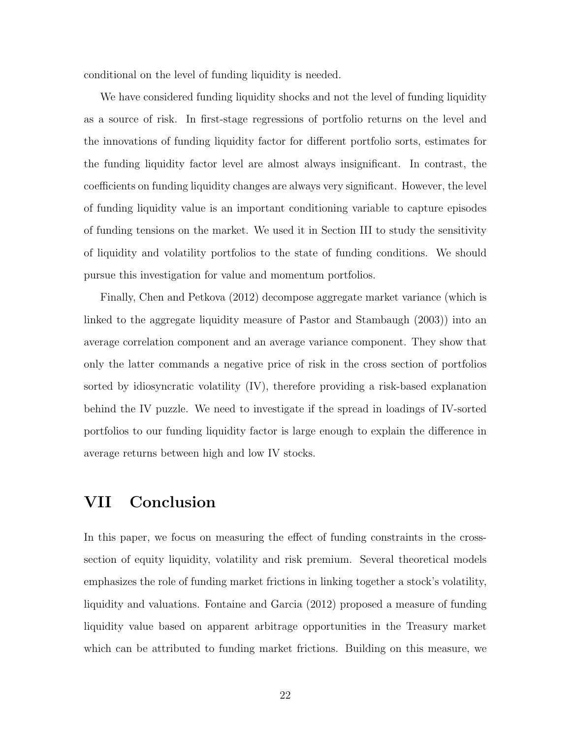conditional on the level of funding liquidity is needed.

We have considered funding liquidity shocks and not the level of funding liquidity as a source of risk. In first-stage regressions of portfolio returns on the level and the innovations of funding liquidity factor for different portfolio sorts, estimates for the funding liquidity factor level are almost always insignificant. In contrast, the coefficients on funding liquidity changes are always very significant. However, the level of funding liquidity value is an important conditioning variable to capture episodes of funding tensions on the market. We used it in Section III to study the sensitivity of liquidity and volatility portfolios to the state of funding conditions. We should pursue this investigation for value and momentum portfolios.

Finally, Chen and Petkova (2012) decompose aggregate market variance (which is linked to the aggregate liquidity measure of Pastor and Stambaugh (2003)) into an average correlation component and an average variance component. They show that only the latter commands a negative price of risk in the cross section of portfolios sorted by idiosyncratic volatility (IV), therefore providing a risk-based explanation behind the IV puzzle. We need to investigate if the spread in loadings of IV-sorted portfolios to our funding liquidity factor is large enough to explain the difference in average returns between high and low IV stocks.

# VII Conclusion

In this paper, we focus on measuring the effect of funding constraints in the cross-section of equity liquidity, volatility and risk premium. Several theoretical models emphasizes the role of funding market frictions in linking together a stock's volatility, liquidity and valuations. Fontaine and Garcia (2012) proposed a measure of funding liquidity value based on apparent arbitrage opportunities in the Treasury market which can be attributed to funding market frictions. Building on this measure, we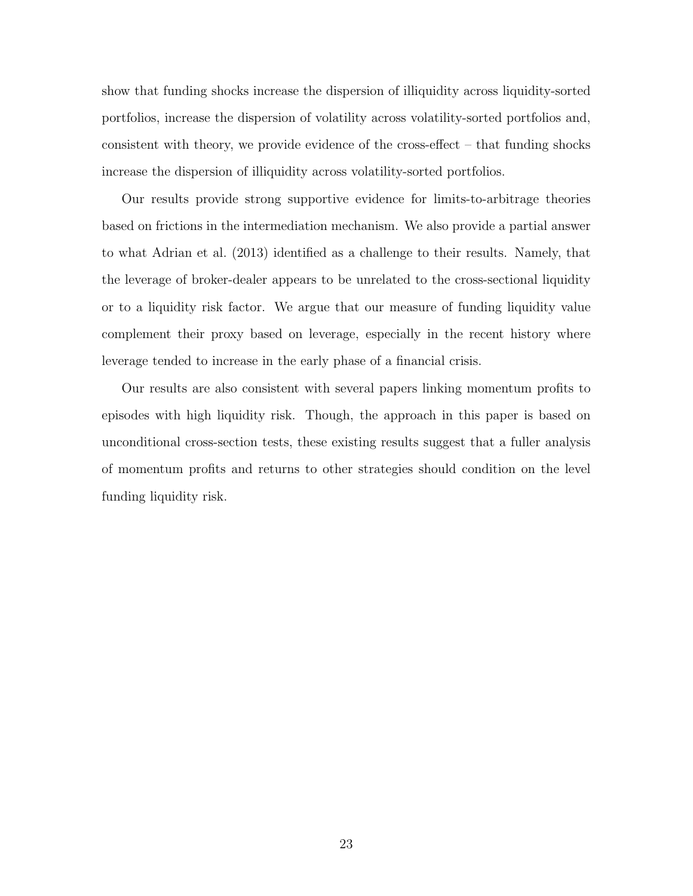show that funding shocks increase the dispersion of illiquidity across liquidity-sorted portfolios, increase the dispersion of volatility across volatility-sorted portfolios and, consistent with theory, we provide evidence of the cross-effect – that funding shocks increase the dispersion of illiquidity across volatility-sorted portfolios.

Our results provide strong supportive evidence for limits-to-arbitrage theories based on frictions in the intermediation mechanism. We also provide a partial answer to what Adrian et al. (2013) identified as a challenge to their results. Namely, that the leverage of broker-dealer appears to be unrelated to the cross-sectional liquidity or to a liquidity risk factor. We argue that our measure of funding liquidity value complement their proxy based on leverage, especially in the recent history where leverage tended to increase in the early phase of a financial crisis.

Our results are also consistent with several papers linking momentum profits to episodes with high liquidity risk. Though, the approach in this paper is based on unconditional cross-section tests, these existing results suggest that a fuller analysis of momentum profits and returns to other strategies should condition on the level funding liquidity risk.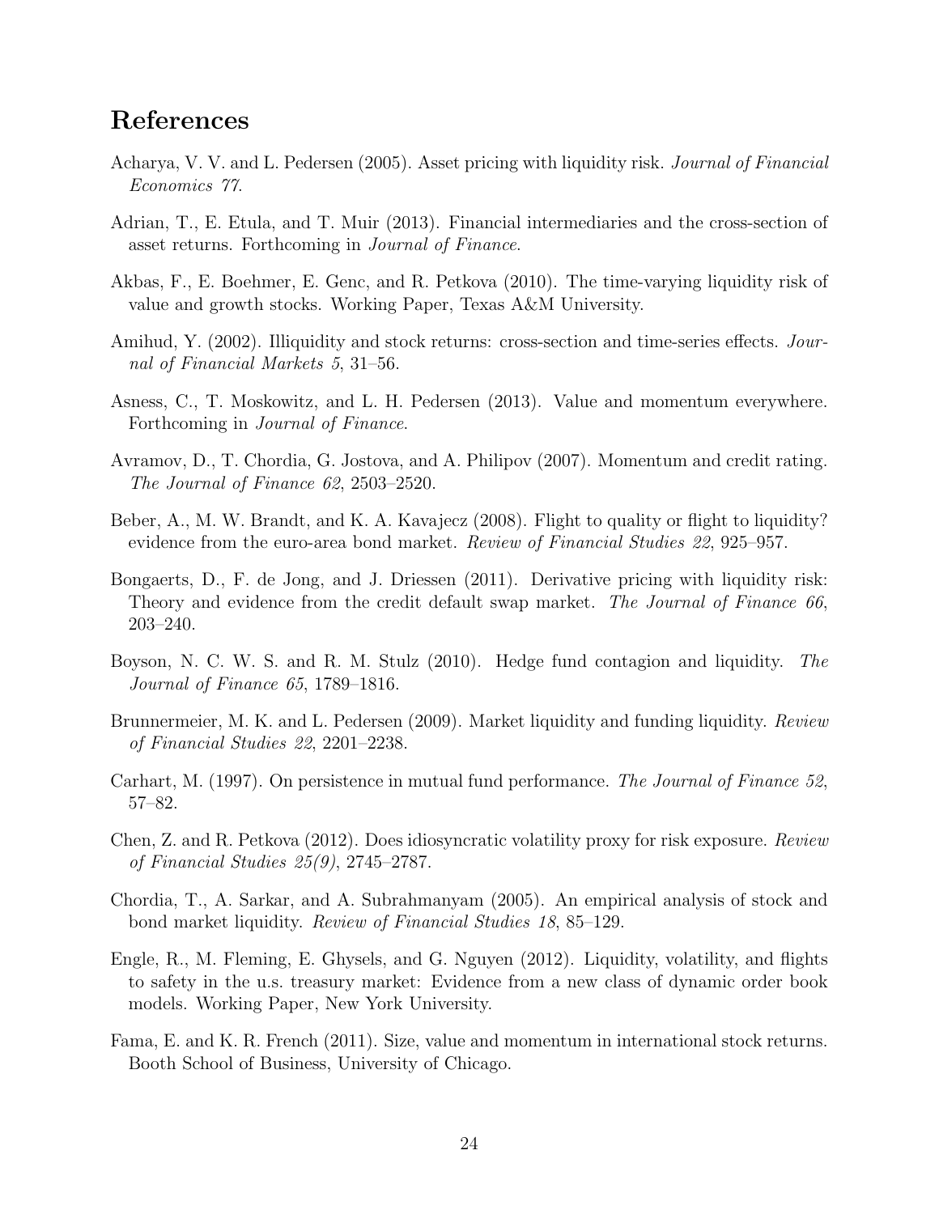## References

Acharya, V. V. and L. Pedersen (2005). Asset pricing with liquidity risk. *Journal of Financial Economics 77*.

Adrian, T., E. Etula, and T. Muir (2013). Financial intermediaries and the cross-section of asset returns. Forthcoming in *Journal of Finance*.

Akbas, F., E. Boehmer, E. Genc, and R. Petkova (2010). The time-varying liquidity risk of value and growth stocks. Working Paper, Texas A&M University.

Amihud, Y. (2002). Illiquidity and stock returns: cross-section and time-series effects. *Journal of Financial Markets 5*, 31–56.

Asness, C., T. Moskowitz, and L. H. Pedersen (2013). Value and momentum everywhere. Forthcoming in *Journal of Finance*.

Avramov, D., T. Chordia, G. Jostova, and A. Philipov (2007). Momentum and credit rating. *The Journal of Finance 62*, 2503–2520.

Beber, A., M. W. Brandt, and K. A. Kavajecz (2008). Flight to quality or flight to liquidity? evidence from the euro-area bond market. *Review of Financial Studies 22*, 925–957.

Bongaerts, D., F. de Jong, and J. Driessen (2011). Derivative pricing with liquidity risk: Theory and evidence from the credit default swap market. *The Journal of Finance 66*, 203–240.

Boyson, N. C. W. S. and R. M. Stulz (2010). Hedge fund contagion and liquidity. *The Journal of Finance 65*, 1789–1816.

Brunnermeier, M. K. and L. Pedersen (2009). Market liquidity and funding liquidity. *Review of Financial Studies 22*, 2201–2238.

Carhart, M. (1997). On persistence in mutual fund performance. *The Journal of Finance 52*, 57–82.

Chen, Z. and R. Petkova (2012). Does idiosyncratic volatility proxy for risk exposure. *Review of Financial Studies 25(9)*, 2745–2787.

Chordia, T., A. Sarkar, and A. Subrahmanyam (2005). An empirical analysis of stock and bond market liquidity. *Review of Financial Studies 18*, 85–129.

Engle, R., M. Fleming, E. Ghysels, and G. Nguyen (2012). Liquidity, volatility, and flights to safety in the u.s. treasury market: Evidence from a new class of dynamic order book models. Working Paper, New York University.

Fama, E. and K. R. French (2011). Size, value and momentum in international stock returns. Booth School of Business, University of Chicago.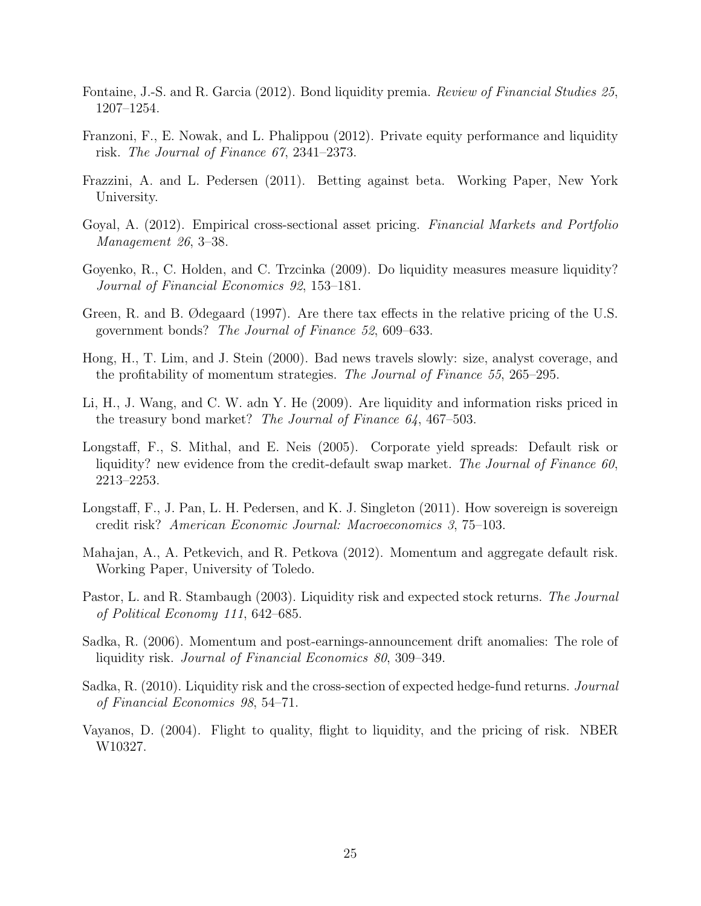Fontaine, J.-S. and R. Garcia (2012). Bond liquidity premia. *Review of Financial Studies 25*, 1207–1254.

Franzoni, F., E. Nowak, and L. Phalippou (2012). Private equity performance and liquidity risk. *The Journal of Finance 67*, 2341–2373.

Frazzini, A. and L. Pedersen (2011). Betting against beta. Working Paper, New York University.

Goyal, A. (2012). Empirical cross-sectional asset pricing. *Financial Markets and Portfolio Management 26*, 3–38.

Goyenko, R., C. Holden, and C. Trzcinka (2009). Do liquidity measures measure liquidity? *Journal of Financial Economics 92*, 153–181.

Green, R. and B. Ødegaard (1997). Are there tax effects in the relative pricing of the U.S. government bonds? *The Journal of Finance 52*, 609–633.

Hong, H., T. Lim, and J. Stein (2000). Bad news travels slowly: size, analyst coverage, and the profitability of momentum strategies. *The Journal of Finance 55*, 265–295.

Li, H., J. Wang, and C. W. adn Y. He (2009). Are liquidity and information risks priced in the treasury bond market? *The Journal of Finance 64*, 467–503.

Longstaff, F., S. Mithal, and E. Neis (2005). Corporate yield spreads: Default risk or liquidity? new evidence from the credit-default swap market. *The Journal of Finance 60*, 2213–2253.

Longstaff, F., J. Pan, L. H. Pedersen, and K. J. Singleton (2011). How sovereign is sovereign credit risk? *American Economic Journal: Macroeconomics 3*, 75–103.

Mahajan, A., A. Petkevich, and R. Petkova (2012). Momentum and aggregate default risk. Working Paper, University of Toledo.

Pastor, L. and R. Stambaugh (2003). Liquidity risk and expected stock returns. *The Journal of Political Economy 111*, 642–685.

Sadka, R. (2006). Momentum and post-earnings-announcement drift anomalies: The role of liquidity risk. *Journal of Financial Economics 80*, 309–349.

Sadka, R. (2010). Liquidity risk and the cross-section of expected hedge-fund returns. *Journal of Financial Economics 98*, 54–71.

Vayanos, D. (2004). Flight to quality, flight to liquidity, and the pricing of risk. NBER W10327.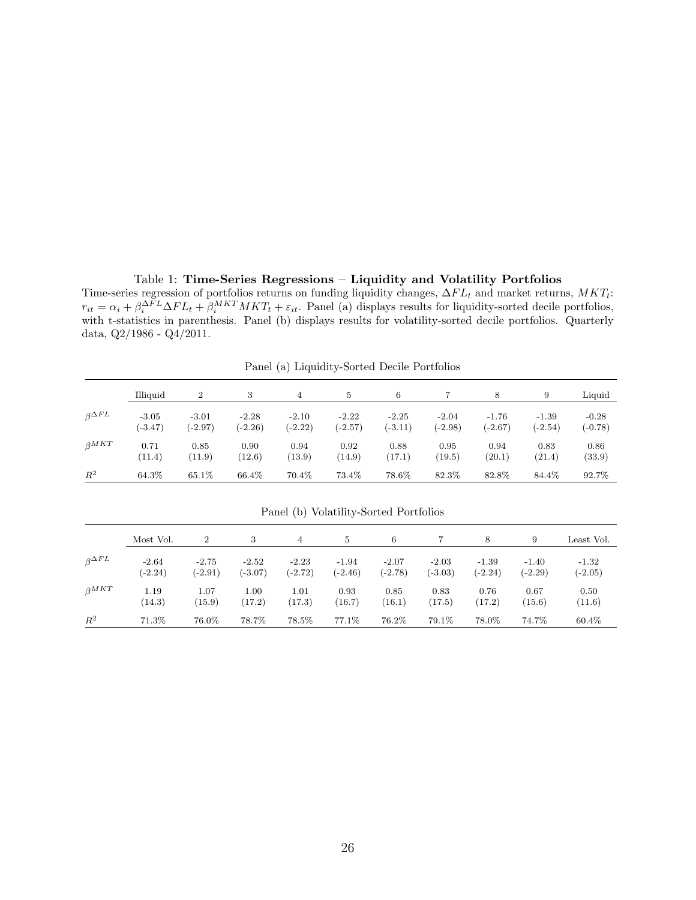Table 1: **Time-Series Regressions – Liquidity and Volatility Portfolios**
Time-series regression of portfolios returns on funding liquidity changes, $\Delta FL_t$ and market returns, $MKT_t$: $r_{it} = \alpha_i + \beta_i^{\Delta FL} \Delta FL_t + \beta_i^{MKT} MKT_t + \varepsilon_{it}$. Panel (a) displays results for liquidity-sorted decile portfolios, with t-statistics in parenthesis. Panel (b) displays results for volatility-sorted decile portfolios. Quarterly data, Q2/1986 - Q4/2011.

Panel (a) Liquidity-Sorted Decile Portfolios

| | Illiquid | 2 | 3 | 4 | 5 | 6 | 7 | 8 | 9 | Liquid |
|---|---|---|---|---|---|---|---|---|---|---|
| $\beta^{\Delta FL}$ | -3.05 | -3.01 | -2.28 | -2.10 | -2.22 | -2.25 | -2.04 | -1.76 | -1.39 | -0.28 |
| | (-3.47) | (-2.97) | (-2.26) | (-2.22) | (-2.57) | (-3.11) | (-2.98) | (-2.67) | (-2.54) | (-0.78) |
| $\beta^{MKT}$ | 0.71 | 0.85 | 0.90 | 0.94 | 0.92 | 0.88 | 0.95 | 0.94 | 0.83 | 0.86 |
| | (11.4) | (11.9) | (12.6) | (13.9) | (14.9) | (17.1) | (19.5) | (20.1) | (21.4) | (33.9) |
| $R^2$ | 64.3% | 65.1% | 66.4% | 70.4% | 73.4% | 78.6% | 82.3% | 82.8% | 84.4% | 92.7% |

Panel (b) Volatility-Sorted Portfolios

| | Most Vol. | 2 | 3 | 4 | 5 | 6 | 7 | 8 | 9 | Least Vol. |
|---|---|---|---|---|---|---|---|---|---|---|
| $\beta^{\Delta FL}$ | -2.64 | -2.75 | -2.52 | -2.23 | -1.94 | -2.07 | -2.03 | -1.39 | -1.40 | -1.32 |
| | (-2.24) | (-2.91) | (-3.07) | (-2.72) | (-2.46) | (-2.78) | (-3.03) | (-2.24) | (-2.29) | (-2.05) |
| $\beta^{MKT}$ | 1.19 | 1.07 | 1.00 | 1.01 | 0.93 | 0.85 | 0.83 | 0.76 | 0.67 | 0.50 |
| | (14.3) | (15.9) | (17.2) | (17.3) | (16.7) | (16.1) | (17.5) | (17.2) | (15.6) | (11.6) |
| $R^2$ | 71.3% | 76.0% | 78.7% | 78.5% | 77.1% | 76.2% | 79.1% | 78.0% | 74.7% | 60.4% |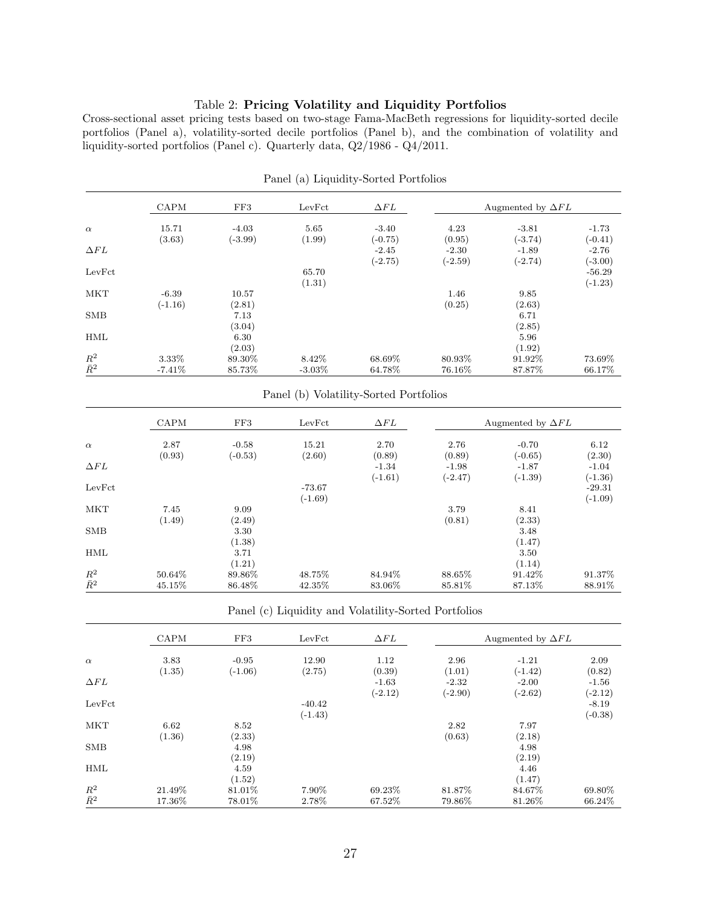Table 2: **Pricing Volatility and Liquidity Portfolios**

Cross-sectional asset pricing tests based on two-stage Fama-MacBeth regressions for liquidity-sorted decile portfolios (Panel a), volatility-sorted decile portfolios (Panel b), and the combination of volatility and liquidity-sorted portfolios (Panel c). Quarterly data, Q2/1986 - Q4/2011.

Panel (a) Liquidity-Sorted Portfolios

| | CAPM | FF3 | LevFct | $\Delta FL$ | Augmented by $\Delta FL$ | | |
|---|---|---|---|---|---|---|---|
| $\alpha$ | 15.71 | -4.03 | 5.65 | -3.40 | 4.23 | -3.81 | -1.73 |
| | (3.63) | (-3.99) | (1.99) | (-0.75) | (0.95) | (-3.74) | (-0.41) |
| $\Delta FL$ | | | | -2.45 | -2.30 | -1.89 | -2.76 |
| | | | | (-2.75) | (-2.59) | (-2.74) | (-3.00) |
| LevFct | | | 65.70 | | | | -56.29 |
| | | | (1.31) | | | | (-1.23) |
| MKT | -6.39 | 10.57 | | | 1.46 | 9.85 | |
| | (-1.16) | (2.81) | | | (0.25) | (2.63) | |
| SMB | | 7.13 | | | | 6.71 | |
| | | (3.04) | | | | (2.85) | |
| HML | | 6.30 | | | | 5.96 | |
| | | (2.03) | | | | (1.92) | |
| $R^2$ | 3.33% | 89.30% | 8.42% | 68.69% | 80.93% | 91.92% | 73.69% |
| $\bar{R}^2$ | -7.41% | 85.73% | -3.03% | 64.78% | 76.16% | 87.87% | 66.17% |

Panel (b) Volatility-Sorted Portfolios

| | CAPM | FF3 | LevFct | $\Delta FL$ | Augmented by $\Delta FL$ | | |
|---|---|---|---|---|---|---|---|
| $\alpha$ | 2.87 | -0.58 | 15.21 | 2.70 | 2.76 | -0.70 | 6.12 |
| | (0.93) | (-0.53) | (2.60) | (0.89) | (0.89) | (-0.65) | (2.30) |
| $\Delta FL$ | | | | -1.34 | -1.98 | -1.87 | -1.04 |
| | | | | (-1.61) | (-2.47) | (-1.39) | (-1.36) |
| LevFct | | | -73.67 | | | | -29.31 |
| | | | (-1.69) | | | | (-1.09) |
| MKT | 7.45 | 9.09 | | | 3.79 | 8.41 | |
| | (1.49) | (2.49) | | | (0.81) | (2.33) | |
| SMB | | 3.30 | | | | 3.48 | |
| | | (1.38) | | | | (1.47) | |
| HML | | 3.71 | | | | 3.50 | |
| | | (1.21) | | | | (1.14) | |
| $R^2$ | 50.64% | 89.86% | 48.75% | 84.94% | 88.65% | 91.42% | 91.37% |
| $\bar{R}^2$ | 45.15% | 86.48% | 42.35% | 83.06% | 85.81% | 87.13% | 88.91% |

Panel (c) Liquidity and Volatility-Sorted Portfolios

| | CAPM | FF3 | LevFct | $\Delta FL$ | Augmented by $\Delta FL$ | | |
|---|---|---|---|---|---|---|---|
| $\alpha$ | 3.83 | -0.95 | 12.90 | 1.12 | 2.96 | -1.21 | 2.09 |
| | (1.35) | (-1.06) | (2.75) | (0.39) | (1.01) | (-1.42) | (0.82) |
| $\Delta FL$ | | | | -1.63 | -2.32 | -2.00 | -1.56 |
| | | | | (-2.12) | (-2.90) | (-2.62) | (-2.12) |
| LevFct | | | -40.42 | | | | -8.19 |
| | | | (-1.43) | | | | (-0.38) |
| MKT | 6.62 | 8.52 | | | 2.82 | 7.97 | |
| | (1.36) | (2.33) | | | (0.63) | (2.18) | |
| SMB | | 4.98 | | | | 4.98 | |
| | | (2.19) | | | | (2.19) | |
| HML | | 4.59 | | | | 4.46 | |
| | | (1.52) | | | | (1.47) | |
| $R^2$ | 21.49% | 81.01% | 7.90% | 69.23% | 81.87% | 84.67% | 69.80% |
| $\bar{R}^2$ | 17.36% | 78.01% | 2.78% | 67.52% | 79.86% | 81.26% | 66.24% |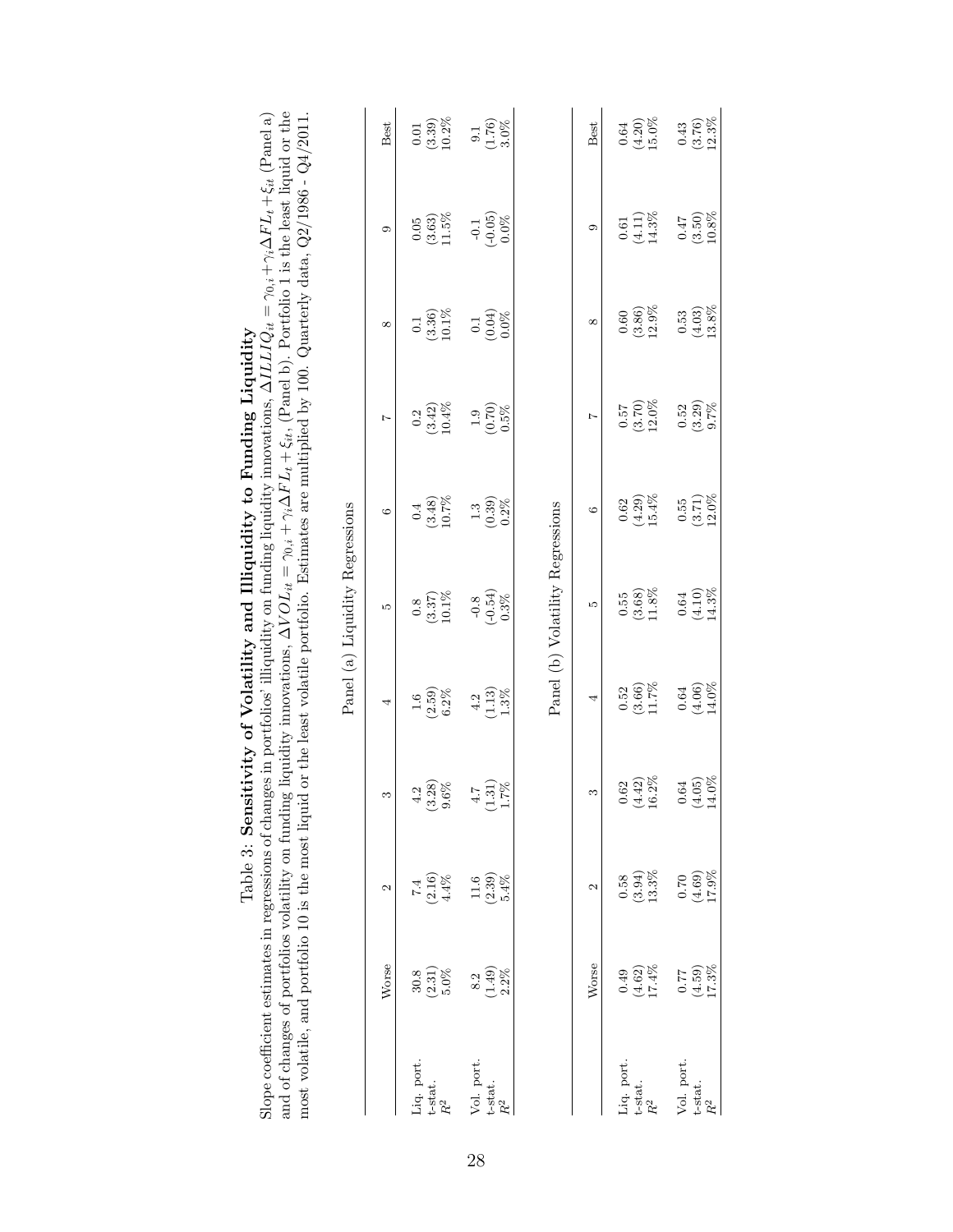# Table 3: **Sensitivity of Volatility and Illiquidity to Funding Liquidity**

Slope coefficient estimates in regressions of changes in portfolios' illiquidity on funding liquidity innovations, $\Delta ILLIQ_{it} = \gamma_{0,i} + \gamma_i \Delta FL_t + \xi_{it}$ (Panel a) and of changes of portfolios volatility on funding liquidity innovations, $\Delta VOL_{it} = \gamma_{0,i} + \gamma_i \Delta FL_t + \xi_{it}$, (Panel b). Portfolio 1 is the least liquid or the most volatile, and portfolio 10 is the most liquid or the least volatile portfolio. Estimates are multiplied by 100. Quarterly data, Q2/1986 - Q4/2011.

Panel (a) Liquidity Regressions

| | Worse | 2 | 3 | 4 | 5 | 6 | 7 | 8 | 9 | Best |
|---|---|---|---|---|---|---|---|---|---|---|
| Liq. port. | 30.8 | 7.4 | 4.2 | 1.6 | 0.8 | 0.4 | 0.2 | 0.1 | 0.05 | 0.01 |
| t-stat. | (2.31) | (2.16) | (3.28) | (2.59) | (3.37) | (3.48) | (3.42) | (3.36) | (3.63) | (3.39) |
| $R^2$ | 5.0% | 4.4% | 9.6% | 6.2% | 10.1% | 10.7% | 10.4% | 10.1% | 11.5% | 10.2% |
| Vol. port. | 8.2 | 11.6 | 4.7 | 4.2 | -0.8 | 1.3 | 1.9 | 0.1 | -0.1 | 9.1 |
| t-stat. | (1.49) | (2.39) | (1.31) | (1.13) | (-0.54) | (0.39) | (0.70) | (0.04) | (-0.05) | (1.76) |
| $R^2$ | 2.2% | 5.4% | 1.7% | 1.3% | 0.3% | 0.2% | 0.5% | 0.0% | 0.0% | 3.0% |

Panel (b) Volatility Regressions

| | Worse | 2 | 3 | 4 | 5 | 6 | 7 | 8 | 9 | Best |
|---|---|---|---|---|---|---|---|---|---|---|
| Liq. port. | 0.49 | 0.58 | 0.62 | 0.52 | 0.55 | 0.62 | 0.57 | 0.60 | 0.61 | 0.64 |
| t-stat. | (4.62) | (3.94) | (4.42) | (3.66) | (3.68) | (4.29) | (3.70) | (3.86) | (4.11) | (4.20) |
| $R^2$ | 17.4% | 13.3% | 16.2% | 11.7% | 11.8% | 15.4% | 12.0% | 12.9% | 14.3% | 15.0% |
| Vol. port. | 0.77 | 0.70 | 0.64 | 0.64 | 0.64 | 0.55 | 0.52 | 0.53 | 0.47 | 0.43 |
| t-stat. | (4.59) | (4.69) | (4.05) | (4.06) | (4.10) | (3.71) | (3.29) | (4.03) | (3.50) | (3.76) |
| $R^2$ | 17.3% | 17.9% | 14.0% | 14.0% | 14.3% | 12.0% | 9.7% | 13.8% | 10.8% | 12.3% |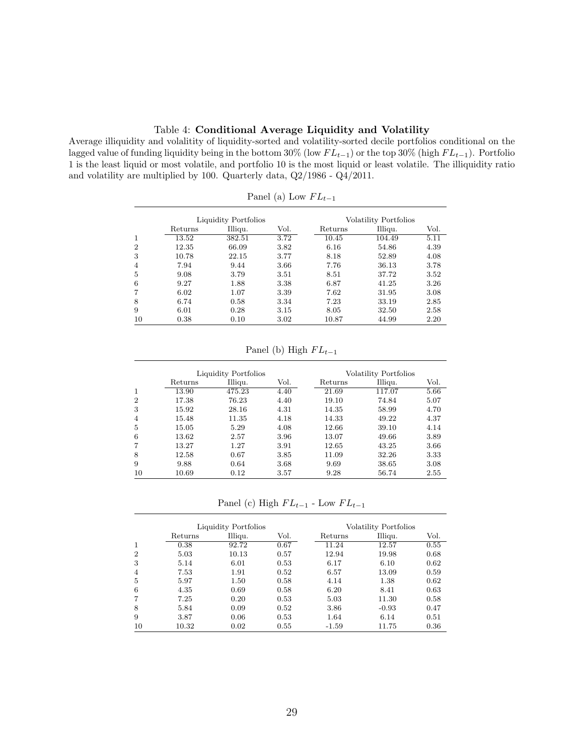Table 4: **Conditional Average Liquidity and Volatility**

Average illiquidity and volatility of liquidity-sorted and volatility-sorted decile portfolios conditional on the lagged value of funding liquidity being in the bottom 30% (low $FL_{t-1}$) or the top 30% (high $FL_{t-1}$). Portfolio 1 is the least liquid or most volatile, and portfolio 10 is the most liquid or least volatile. The illiquidity ratio and volatility are multiplied by 100. Quarterly data, Q2/1986 - Q4/2011.

Panel (a) Low $FL_{t-1}$

| | Liquidity Portfolios | | | Volatility Portfolios | | |
|---|---|---|---|---|---|---|
| | Returns | Illiqu. | Vol. | Returns | Illiqu. | Vol. |
| 1 | 13.52 | 382.51 | 3.72 | 10.45 | 104.49 | 5.11 |
| 2 | 12.35 | 66.09 | 3.82 | 6.16 | 54.86 | 4.39 |
| 3 | 10.78 | 22.15 | 3.77 | 8.18 | 52.89 | 4.08 |
| 4 | 7.94 | 9.44 | 3.66 | 7.76 | 36.13 | 3.78 |
| 5 | 9.08 | 3.79 | 3.51 | 8.51 | 37.72 | 3.52 |
| 6 | 9.27 | 1.88 | 3.38 | 6.87 | 41.25 | 3.26 |
| 7 | 6.02 | 1.07 | 3.39 | 7.62 | 31.95 | 3.08 |
| 8 | 6.74 | 0.58 | 3.34 | 7.23 | 33.19 | 2.85 |
| 9 | 6.01 | 0.28 | 3.15 | 8.05 | 32.50 | 2.58 |
| 10 | 0.38 | 0.10 | 3.02 | 10.87 | 44.99 | 2.20 |

Panel (b) High $FL_{t-1}$

| | Liquidity Portfolios | | | Volatility Portfolios | | |
|---|---|---|---|---|---|---|
| | Returns | Illiqu. | Vol. | Returns | Illiqu. | Vol. |
| 1 | 13.90 | 475.23 | 4.40 | 21.69 | 117.07 | 5.66 |
| 2 | 17.38 | 76.23 | 4.40 | 19.10 | 74.84 | 5.07 |
| 3 | 15.92 | 28.16 | 4.31 | 14.35 | 58.99 | 4.70 |
| 4 | 15.48 | 11.35 | 4.18 | 14.33 | 49.22 | 4.37 |
| 5 | 15.05 | 5.29 | 4.08 | 12.66 | 39.10 | 4.14 |
| 6 | 13.62 | 2.57 | 3.96 | 13.07 | 49.66 | 3.89 |
| 7 | 13.27 | 1.27 | 3.91 | 12.65 | 43.25 | 3.66 |
| 8 | 12.58 | 0.67 | 3.85 | 11.09 | 32.26 | 3.33 |
| 9 | 9.88 | 0.64 | 3.68 | 9.69 | 38.65 | 3.08 |
| 10 | 10.69 | 0.12 | 3.57 | 9.28 | 56.74 | 2.55 |

Panel (c) High $FL_{t-1}$ - Low $FL_{t-1}$

| | Liquidity Portfolios | | | Volatility Portfolios | | |
|---|---|---|---|---|---|---|
| | Returns | Illiqu. | Vol. | Returns | Illiqu. | Vol. |
| 1 | 0.38 | 92.72 | 0.67 | 11.24 | 12.57 | 0.55 |
| 2 | 5.03 | 10.13 | 0.57 | 12.94 | 19.98 | 0.68 |
| 3 | 5.14 | 6.01 | 0.53 | 6.17 | 6.10 | 0.62 |
| 4 | 7.53 | 1.91 | 0.52 | 6.57 | 13.09 | 0.59 |
| 5 | 5.97 | 1.50 | 0.58 | 4.14 | 1.38 | 0.62 |
| 6 | 4.35 | 0.69 | 0.58 | 6.20 | 8.41 | 0.63 |
| 7 | 7.25 | 0.20 | 0.53 | 5.03 | 11.30 | 0.58 |
| 8 | 5.84 | 0.09 | 0.52 | 3.86 | -0.93 | 0.47 |
| 9 | 3.87 | 0.06 | 0.53 | 1.64 | 6.14 | 0.51 |
| 10 | 10.32 | 0.02 | 0.55 | -1.59 | 11.75 | 0.36 |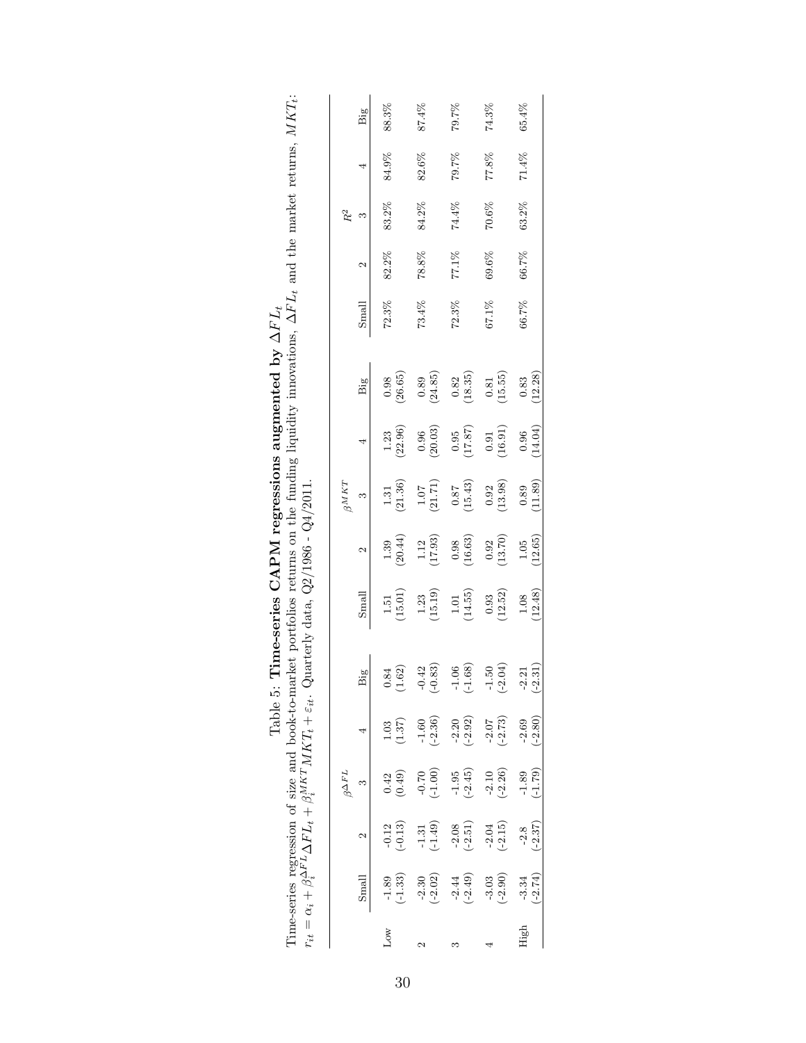Table 5: **Time-series CAPM regressions augmented by $\Delta FL_t$**

Time-series regression of size and book-to-market portfolios returns on the funding liquidity innovations, $\Delta FL_t$ and the market returns, $MKT_t$: $r_{it} = \alpha_i + \beta_i^{\Delta FL} \Delta FL_t + \beta_i^{MKT} MKT_t + \varepsilon_{it}$. Quarterly data, Q2/1986 - Q4/2011.

| | $\beta^{\Delta FL}$ | | | | | $\beta^{MKT}$ | | | | | $R^2$ | | | | |
|---|---|---|---|---|---|---|---|---|---|---|---|---|---|---|---|
| | Small | 2 | 3 | 4 | Big | Small | 2 | 3 | 4 | Big | Small | 2 | 3 | 4 | Big |
| Low | -1.89 | -0.12 | 0.42 | 1.03 | 0.84 | 1.51 | 1.39 | 1.31 | 1.23 | 0.98 | 72.3% | 82.2% | 83.2% | 84.9% | 88.3% |
| | (-1.33) | (-0.13) | (0.49) | (1.37) | (1.62) | (15.01) | (20.44) | (21.36) | (22.96) | (26.65) | | | | | |
| 2 | -2.30 | -1.31 | -0.70 | -1.60 | -0.42 | 1.23 | 1.12 | 1.07 | 0.96 | 0.89 | 73.4% | 78.8% | 84.2% | 82.6% | 87.4% |
| | (-2.02) | (-1.49) | (-1.00) | (-2.36) | (-0.83) | (15.19) | (17.93) | (21.71) | (20.03) | (24.85) | | | | | |
| 3 | -2.44 | -2.08 | -1.95 | -2.20 | -1.06 | 1.01 | 0.98 | 0.87 | 0.95 | 0.82 | 72.3% | 77.1% | 74.4% | 79.7% | 79.7% |
| | (-2.49) | (-2.51) | (-2.45) | (-2.92) | (-1.68) | (14.55) | (16.63) | (15.43) | (17.87) | (18.35) | | | | | |
| 4 | -3.03 | -2.04 | -2.10 | -2.07 | -1.50 | 0.93 | 0.92 | 0.92 | 0.91 | 0.81 | 67.1% | 69.6% | 70.6% | 77.8% | 74.3% |
| | (-2.90) | (-2.15) | (-2.26) | (-2.73) | (-2.04) | (12.52) | (13.70) | (13.98) | (16.91) | (15.55) | | | | | |
| High | -3.34 | -2.8 | -1.89 | -2.69 | -2.21 | 1.08 | 1.05 | 0.89 | 0.96 | 0.83 | 66.7% | 66.7% | 63.2% | 71.4% | 65.4% |
| | (-2.74) | (-2.37) | (-1.79) | (-2.80) | (-2.31) | (12.48) | (12.65) | (11.89) | (14.04) | (12.28) | | | | | |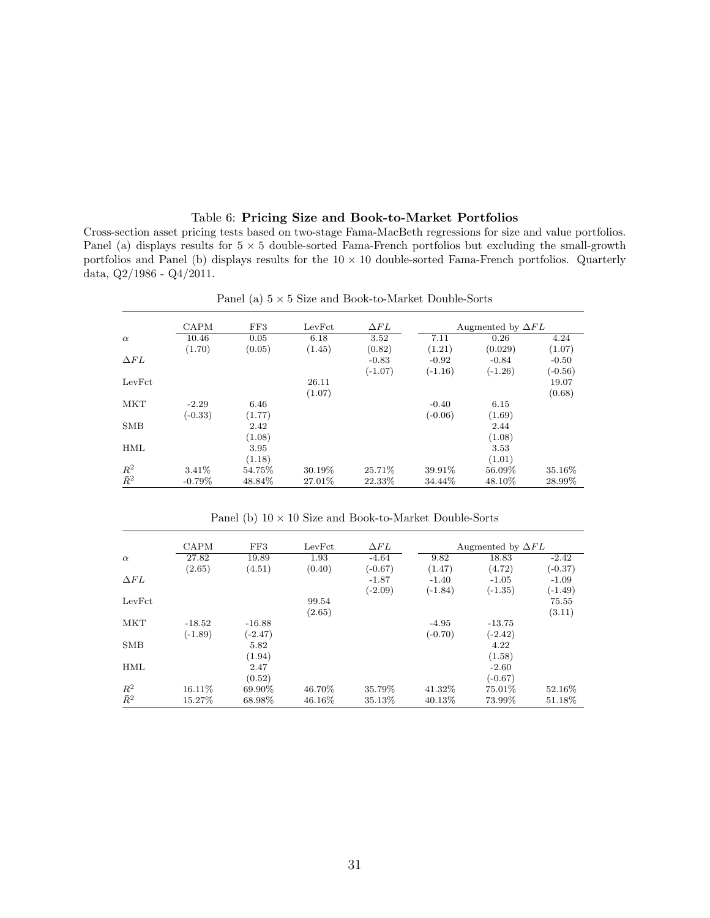Table 6: **Pricing Size and Book-to-Market Portfolios**

Cross-section asset pricing tests based on two-stage Fama-MacBeth regressions for size and value portfolios. Panel (a) displays results for $5 \times 5$ double-sorted Fama-French portfolios but excluding the small-growth portfolios and Panel (b) displays results for the $10 \times 10$ double-sorted Fama-French portfolios. Quarterly data, Q2/1986 - Q4/2011.

Panel (a) $5 \times 5$ Size and Book-to-Market Double-Sorts

| | CAPM | FF3 | LevFct | $\Delta FL$ | Augmented by $\Delta FL$ | | |
|---|---|---|---|---|---|---|---|
| $\alpha$ | 10.46 | 0.05 | 6.18 | 3.52 | 7.11 | 0.26 | 4.24 |
| | (1.70) | (0.05) | (1.45) | (0.82) | (1.21) | (0.029) | (1.07) |
| $\Delta FL$ | | | | -0.83 | -0.92 | -0.84 | -0.50 |
| | | | | (-1.07) | (-1.16) | (-1.26) | (-0.56) |
| LevFct | | | 26.11 | | | | 19.07 |
| | | | (1.07) | | | | (0.68) |
| MKT | -2.29 | 6.46 | | | -0.40 | 6.15 | |
| | (-0.33) | (1.77) | | | (-0.06) | (1.69) | |
| SMB | | 2.42 | | | | 2.44 | |
| | | (1.08) | | | | (1.08) | |
| HML | | 3.95 | | | | 3.53 | |
| | | (1.18) | | | | (1.01) | |
| $R^2$ | 3.41% | 54.75% | 30.19% | 25.71% | 39.91% | 56.09% | 35.16% |
| $\bar{R}^2$ | -0.79% | 48.84% | 27.01% | 22.33% | 34.44% | 48.10% | 28.99% |

Panel (b) $10 \times 10$ Size and Book-to-Market Double-Sorts

| | CAPM | FF3 | LevFct | $\Delta FL$ | Augmented by $\Delta FL$ | | |
|---|---|---|---|---|---|---|---|
| $\alpha$ | 27.82 | 19.89 | 1.93 | -4.64 | 9.82 | 18.83 | -2.42 |
| | (2.65) | (4.51) | (0.40) | (-0.67) | (1.47) | (4.72) | (-0.37) |
| $\Delta FL$ | | | | -1.87 | -1.40 | -1.05 | -1.09 |
| | | | | (-2.09) | (-1.84) | (-1.35) | (-1.49) |
| LevFct | | | 99.54 | | | | 75.55 |
| | | | (2.65) | | | | (3.11) |
| MKT | -18.52 | -16.88 | | | -4.95 | -13.75 | |
| | (-1.89) | (-2.47) | | | (-0.70) | (-2.42) | |
| SMB | | 5.82 | | | | 4.22 | |
| | | (1.94) | | | | (1.58) | |
| HML | | 2.47 | | | | -2.60 | |
| | | (0.52) | | | | (-0.67) | |
| $R^2$ | 16.11% | 69.90% | 46.70% | 35.79% | 41.32% | 75.01% | 52.16% |
| $\bar{R}^2$ | 15.27% | 68.98% | 46.16% | 35.13% | 40.13% | 73.99% | 51.18% |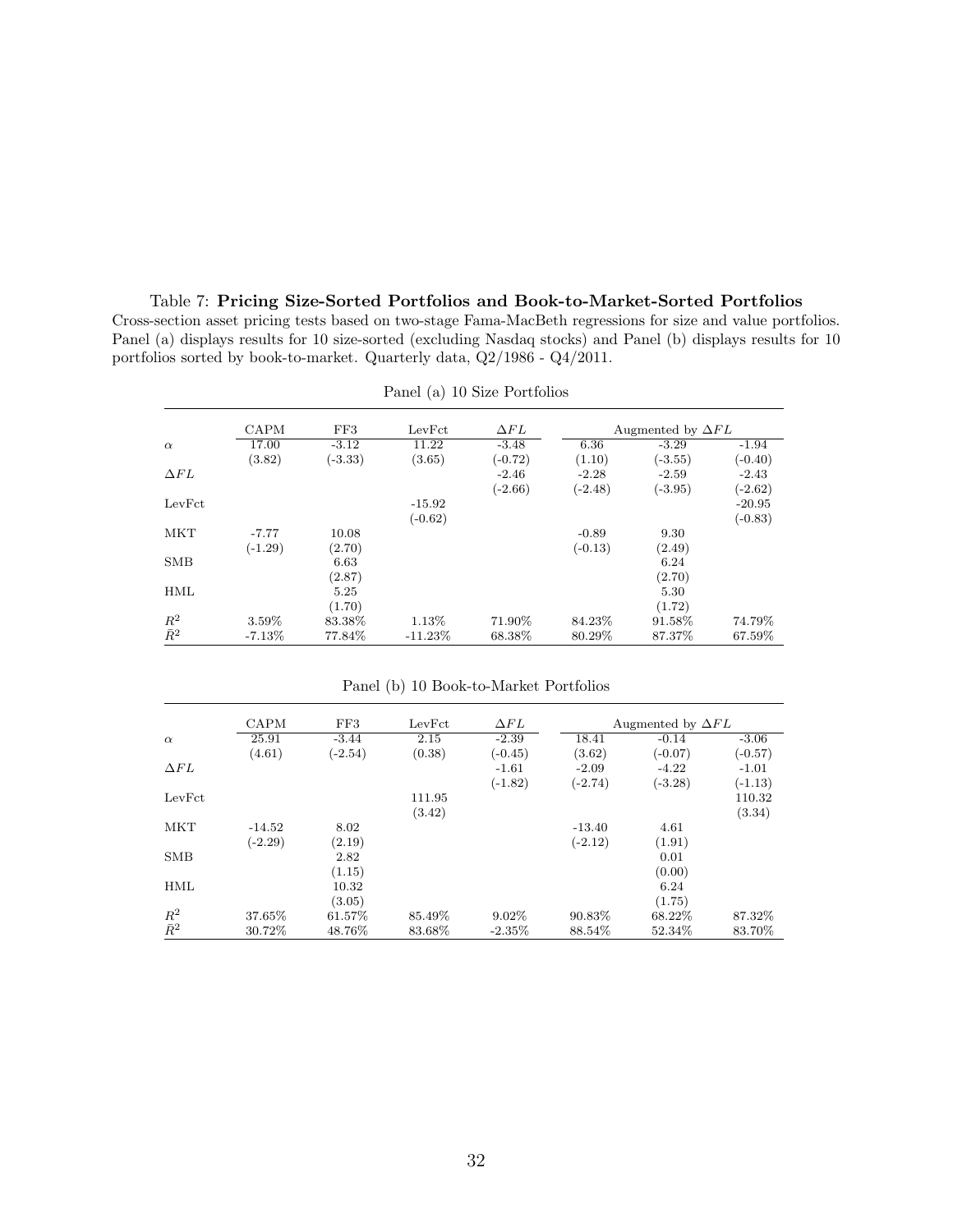Table 7: **Pricing Size-Sorted Portfolios and Book-to-Market-Sorted Portfolios**
Cross-section asset pricing tests based on two-stage Fama-MacBeth regressions for size and value portfolios. Panel (a) displays results for 10 size-sorted (excluding Nasdaq stocks) and Panel (b) displays results for 10 portfolios sorted by book-to-market. Quarterly data, Q2/1986 - Q4/2011.

Panel (a) 10 Size Portfolios

| | CAPM | FF3 | LevFct | $\Delta FL$ | Augmented by $\Delta FL$ | | |
|---|---|---|---|---|---|---|---|
| $\alpha$ | 17.00 | -3.12 | 11.22 | -3.48 | 6.36 | -3.29 | -1.94 |
| | (3.82) | (-3.33) | (3.65) | (-0.72) | (1.10) | (-3.55) | (-0.40) |
| $\Delta FL$ | | | | -2.46 | -2.28 | -2.59 | -2.43 |
| | | | | (-2.66) | (-2.48) | (-3.95) | (-2.62) |
| LevFct | | | -15.92 | | | | -20.95 |
| | | | (-0.62) | | | | (-0.83) |
| MKT | -7.77 | 10.08 | | | -0.89 | 9.30 | |
| | (-1.29) | (2.70) | | | (-0.13) | (2.49) | |
| SMB | | 6.63 | | | | 6.24 | |
| | | (2.87) | | | | (2.70) | |
| HML | | 5.25 | | | | 5.30 | |
| | | (1.70) | | | | (1.72) | |
| $R^2$ | 3.59% | 83.38% | 1.13% | 71.90% | 84.23% | 91.58% | 74.79% |
| $\bar{R}^2$ | -7.13% | 77.84% | -11.23% | 68.38% | 80.29% | 87.37% | 67.59% |

Panel (b) 10 Book-to-Market Portfolios

| | CAPM | FF3 | LevFct | $\Delta FL$ | Augmented by $\Delta FL$ | | |
|---|---|---|---|---|---|---|---|
| $\alpha$ | 25.91 | -3.44 | 2.15 | -2.39 | 18.41 | -0.14 | -3.06 |
| | (4.61) | (-2.54) | (0.38) | (-0.45) | (3.62) | (-0.07) | (-0.57) |
| $\Delta FL$ | | | | -1.61 | -2.09 | -4.22 | -1.01 |
| | | | | (-1.82) | (-2.74) | (-3.28) | (-1.13) |
| LevFct | | | 111.95 | | | | 110.32 |
| | | | (3.42) | | | | (3.34) |
| MKT | -14.52 | 8.02 | | | -13.40 | 4.61 | |
| | (-2.29) | (2.19) | | | (-2.12) | (1.91) | |
| SMB | | 2.82 | | | | 0.01 | |
| | | (1.15) | | | | (0.00) | |
| HML | | 10.32 | | | | 6.24 | |
| | | (3.05) | | | | (1.75) | |
| $R^2$ | 37.65% | 61.57% | 85.49% | 9.02% | 90.83% | 68.22% | 87.32% |
| $\bar{R}^2$ | 30.72% | 48.76% | 83.68% | -2.35% | 88.54% | 52.34% | 83.70% |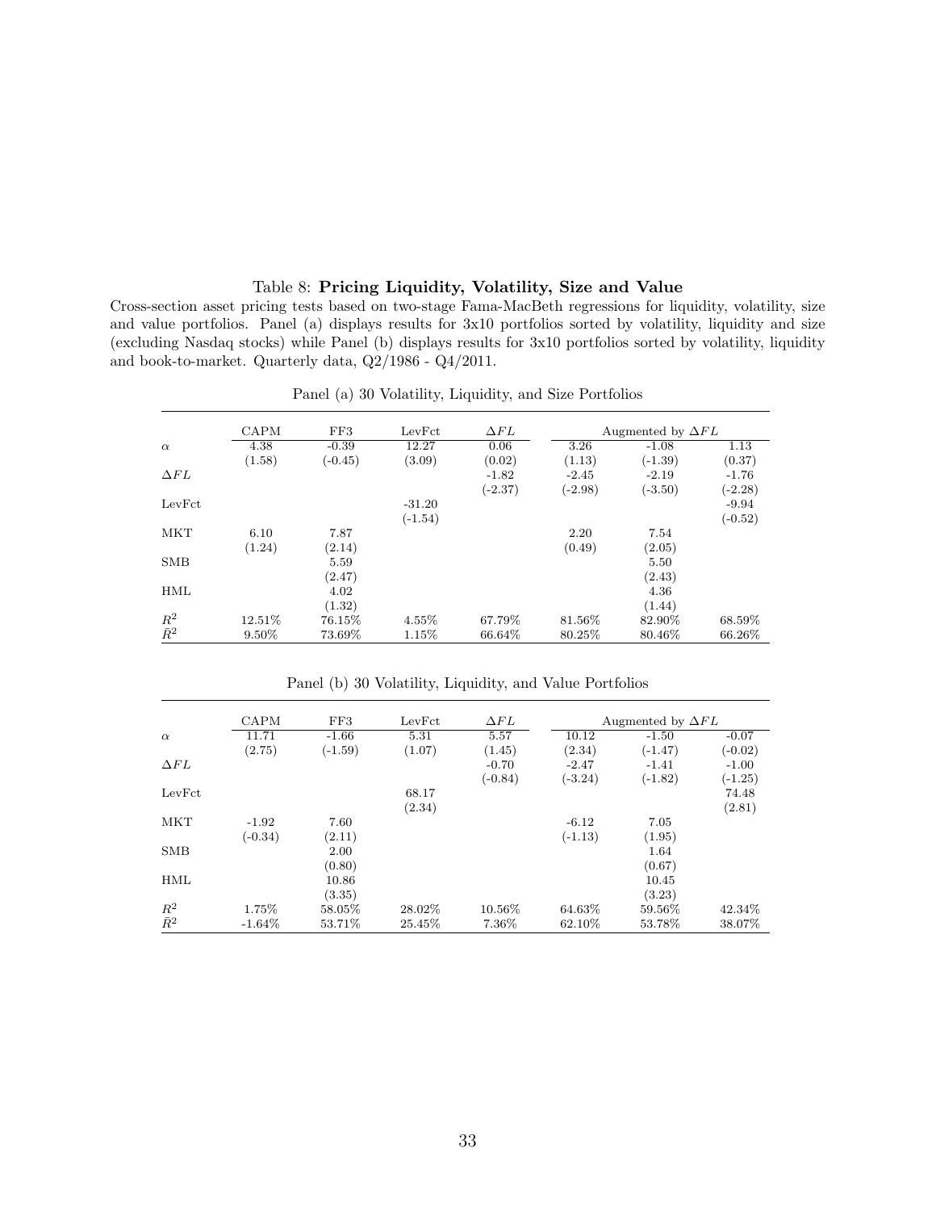Table 8: **Pricing Liquidity, Volatility, Size and Value**

Cross-section asset pricing tests based on two-stage Fama-MacBeth regressions for liquidity, volatility, size and value portfolios. Panel (a) displays results for 3x10 portfolios sorted by volatility, liquidity and size (excluding Nasdaq stocks) while Panel (b) displays results for 3x10 portfolios sorted by volatility, liquidity and book-to-market. Quarterly data, Q2/1986 - Q4/2011.

Panel (a) 30 Volatility, Liquidity, and Size Portfolios

| | CAPM | FF3 | LevFct | $\Delta FL$ | Augmented by $\Delta FL$ | | |
|---|---|---|---|---|---|---|---|
| $\alpha$ | 4.38 | -0.39 | 12.27 | 0.06 | 3.26 | -1.08 | 1.13 |
| | (1.58) | (-0.45) | (3.09) | (0.02) | (1.13) | (-1.39) | (0.37) |
| $\Delta FL$ | | | | -1.82 | -2.45 | -2.19 | -1.76 |
| | | | | (-2.37) | (-2.98) | (-3.50) | (-2.28) |
| LevFct | | | -31.20 | | | | -9.94 |
| | | | (-1.54) | | | | (-0.52) |
| MKT | 6.10 | 7.87 | | | 2.20 | 7.54 | |
| | (1.24) | (2.14) | | | (0.49) | (2.05) | |
| SMB | | 5.59 | | | | 5.50 | |
| | | (2.47) | | | | (2.43) | |
| HML | | 4.02 | | | | 4.36 | |
| | | (1.32) | | | | (1.44) | |
| $R^2$ | 12.51% | 76.15% | 4.55% | 67.79% | 81.56% | 82.90% | 68.59% |
| $\bar{R}^2$ | 9.50% | 73.69% | 1.15% | 66.64% | 80.25% | 80.46% | 66.26% |

Panel (b) 30 Volatility, Liquidity, and Value Portfolios

| | CAPM | FF3 | LevFct | $\Delta FL$ | Augmented by $\Delta FL$ | | |
|---|---|---|---|---|---|---|---|
| $\alpha$ | 11.71 | -1.66 | 5.31 | 5.57 | 10.12 | -1.50 | -0.07 |
| | (2.75) | (-1.59) | (1.07) | (1.45) | (2.34) | (-1.47) | (-0.02) |
| $\Delta FL$ | | | | -0.70 | -2.47 | -1.41 | -1.00 |
| | | | | (-0.84) | (-3.24) | (-1.82) | (-1.25) |
| LevFct | | | 68.17 | | | | 74.48 |
| | | | (2.34) | | | | (2.81) |
| MKT | -1.92 | 7.60 | | | -6.12 | 7.05 | |
| | (-0.34) | (2.11) | | | (-1.13) | (1.95) | |
| SMB | | 2.00 | | | | 1.64 | |
| | | (0.80) | | | | (0.67) | |
| HML | | 10.86 | | | | 10.45 | |
| | | (3.35) | | | | (3.23) | |
| $R^2$ | 1.75% | 58.05% | 28.02% | 10.56% | 64.63% | 59.56% | 42.34% |
| $\bar{R}^2$ | -1.64% | 53.71% | 25.45% | 7.36% | 62.10% | 53.78% | 38.07% |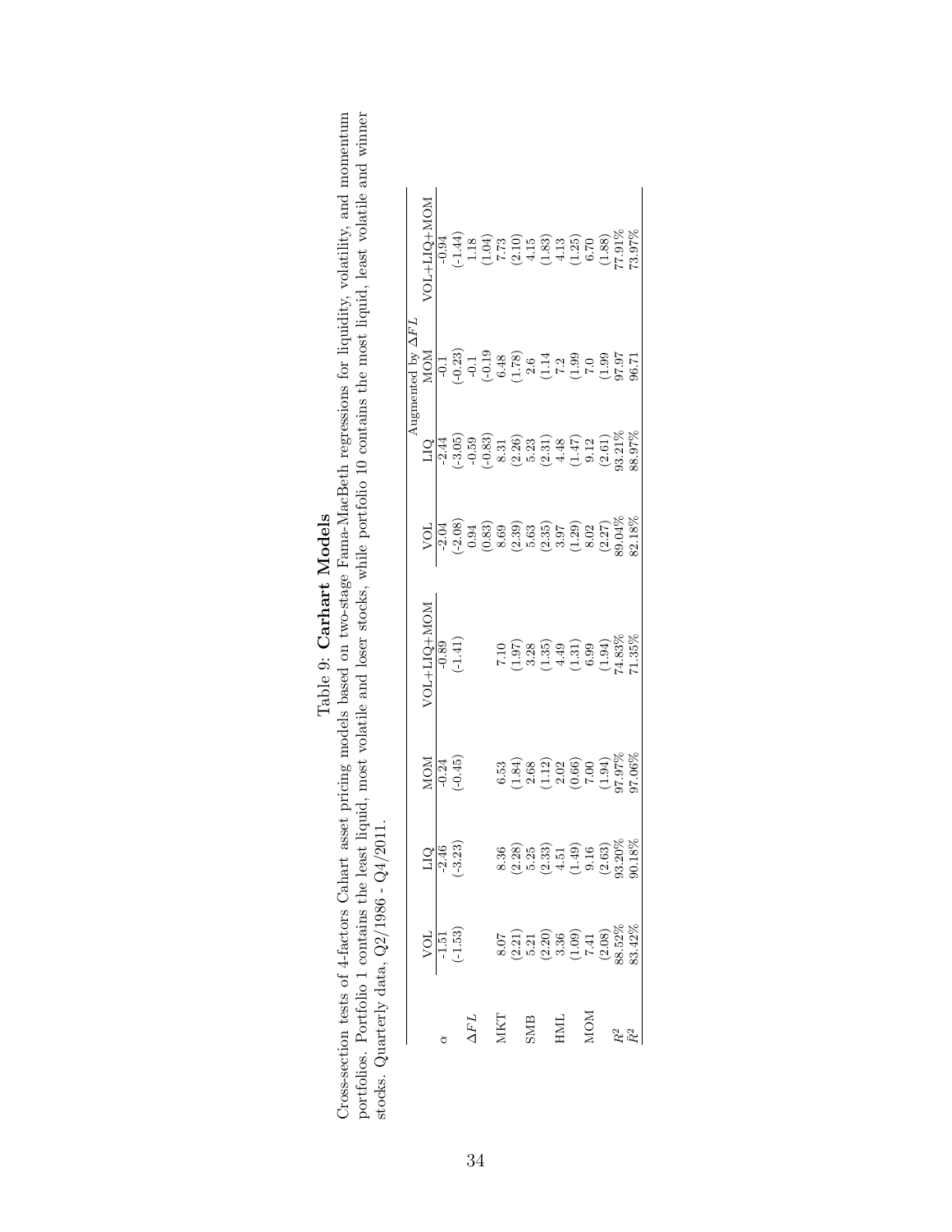# Table 9: Carhart Models

Cross-section tests of 4-factors Cahart asset pricing models based on two-stage Fama-MacBeth regressions for liquidity, volatility, and momentum portfolios. Portfolio 1 contains the least liquid, most volatile and loser stocks, while portfolio 10 contains the most liquid, least volatile and winner stocks. Quarterly data, Q2/1986 - Q4/2011.

| | VOL | LIQ | MOM | VOL+LIQ+MOM | Augmented by $\Delta FL$ VOL | LIQ | MOM | VOL+LIQ+MOM |
|---|---|---|---|---|---|---|---|---|
| $\alpha$ | -1.51 | -2.46 | -0.24 | -0.89 | -2.04 | -2.44 | -0.1 | -0.94 |
| | (-1.53) | (-3.23) | (-0.45) | (-1.41) | (-2.08) | (-3.05) | (-0.23) | (-1.44) |
| $\Delta FL$ | | | | | 0.94 | -0.59 | -0.1 | 1.18 |
| | | | | | (0.83) | (-0.83) | (-0.19) | (1.04) |
| MKT | 8.07 | 8.36 | 6.53 | 7.10 | 8.69 | 8.31 | 6.48 | 7.73 |
| | (2.21) | (2.28) | (1.84) | (1.97) | (2.39) | (2.26) | (1.78) | (2.10) |
| SMB | 5.21 | 5.25 | 2.68 | 3.28 | 5.63 | 5.23 | 2.6 | 4.15 |
| | (2.20) | (2.33) | (1.12) | (1.35) | (2.35) | (2.31) | (1.14 | (1.83) |
| HML | 3.36 | 4.51 | 2.02 | 4.49 | 3.97 | 4.48 | 7.2 | 4.13 |
| | (1.09) | (1.49) | (0.66) | (1.31) | (1.29) | (1.47) | (1.99 | (1.25) |
| MOM | 7.41 | 9.16 | 7.00 | 6.99 | 8.02 | 9.12 | 7.0 | 6.70 |
| | (2.08) | (2.63) | (1.94) | (1.94) | (2.27) | (2.61) | (1.99 | (1.88) |
| $R^2$ | 88.52% | 93.20% | 97.97% | 74.83% | 89.04% | 93.21% | 97.97 | 77.91% |
| $\bar{R}^2$ | 83.42% | 90.18% | 97.06% | 71.35% | 82.18% | 88.97% | 96.71 | 73.97% |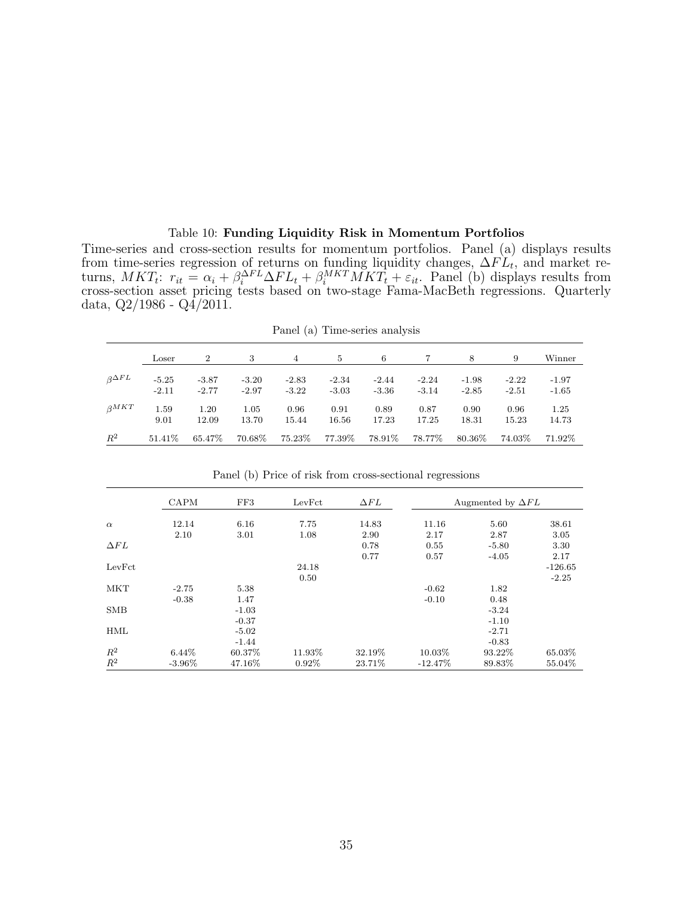Table 10: **Funding Liquidity Risk in Momentum Portfolios**

Time-series and cross-section results for momentum portfolios. Panel (a) displays results from time-series regression of returns on funding liquidity changes, $\Delta FL_t$, and market returns, $MKT_t$: $r_{it} = \alpha_i + \beta_i^{\Delta FL} \Delta FL_t + \beta_i^{MKT} MKT_t + \varepsilon_{it}$. Panel (b) displays results from cross-section asset pricing tests based on two-stage Fama-MacBeth regressions. Quarterly data, Q2/1986 - Q4/2011.

Panel (a) Time-series analysis

| | Loser | 2 | 3 | 4 | 5 | 6 | 7 | 8 | 9 | Winner |
|---|---|---|---|---|---|---|---|---|---|---|
| $\beta^{\Delta FL}$ | -5.25 | -3.87 | -3.20 | -2.83 | -2.34 | -2.44 | -2.24 | -1.98 | -2.22 | -1.97 |
| | -2.11 | -2.77 | -2.97 | -3.22 | -3.03 | -3.36 | -3.14 | -2.85 | -2.51 | -1.65 |
| $\beta^{MKT}$ | 1.59 | 1.20 | 1.05 | 0.96 | 0.91 | 0.89 | 0.87 | 0.90 | 0.96 | 1.25 |
| | 9.01 | 12.09 | 13.70 | 15.44 | 16.56 | 17.23 | 17.25 | 18.31 | 15.23 | 14.73 |
| $R^2$ | 51.41% | 65.47% | 70.68% | 75.23% | 77.39% | 78.91% | 78.77% | 80.36% | 74.03% | 71.92% |

Panel (b) Price of risk from cross-sectional regressions

| | CAPM | FF3 | LevFct | $\Delta FL$ | Augmented by $\Delta FL$ | | |
|---|---|---|---|---|---|---|---|
| $\alpha$ | 12.14 | 6.16 | 7.75 | 14.83 | 11.16 | 5.60 | 38.61 |
| | 2.10 | 3.01 | 1.08 | 2.90 | 2.17 | 2.87 | 3.05 |
| $\Delta FL$ | | | | 0.78 | 0.55 | -5.80 | 3.30 |
| | | | | 0.77 | 0.57 | -4.05 | 2.17 |
| LevFct | | | 24.18 | | | | -126.65 |
| | | | 0.50 | | | | -2.25 |
| MKT | -2.75 | 5.38 | | | -0.62 | 1.82 | |
| | -0.38 | 1.47 | | | -0.10 | 0.48 | |
| SMB | | -1.03 | | | | -3.24 | |
| | | -0.37 | | | | -1.10 | |
| HML | | -5.02 | | | | -2.71 | |
| | | -1.44 | | | | -0.83 | |
| $R^2$ | 6.44% | 60.37% | 11.93% | 32.19% | 10.03% | 93.22% | 65.03% |
| $\bar{R}^2$ | -3.96% | 47.16% | 0.92% | 23.71% | -12.47% | 89.83% | 55.04% |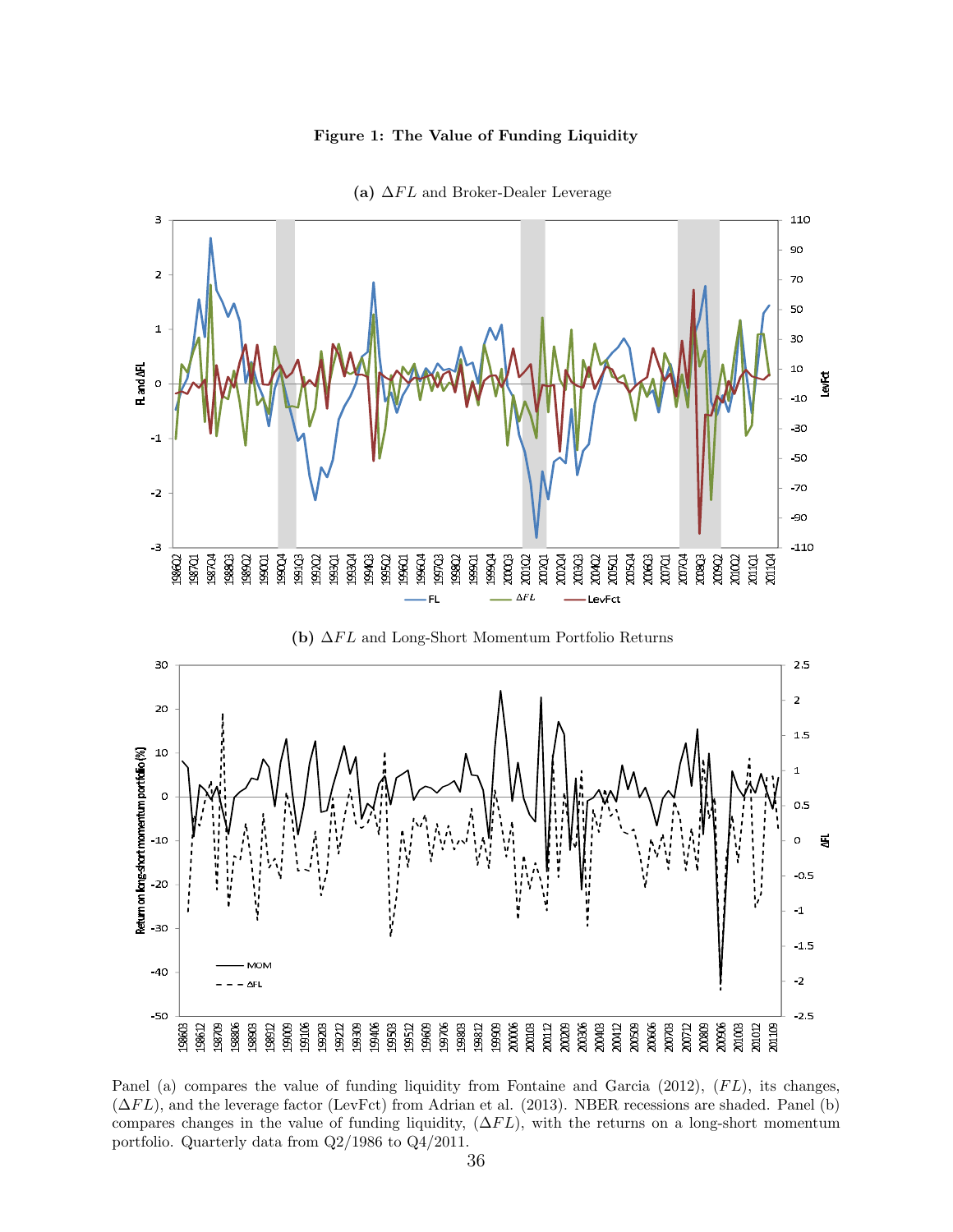**Figure 1: The Value of Funding Liquidity**

**(a)** $\Delta FL$ and Broker-Dealer Leverage

**(b)** $\Delta FL$ and Long-Short Momentum Portfolio Returns

Panel (a) compares the value of funding liquidity from Fontaine and Garcia (2012), ($FL$), its changes, ($\Delta FL$), and the leverage factor (LevFct) from Adrian et al. (2013). NBER recessions are shaded. Panel (b) compares changes in the value of funding liquidity, ($\Delta FL$), with the returns on a long-short momentum portfolio. Quarterly data from Q2/1986 to Q4/2011.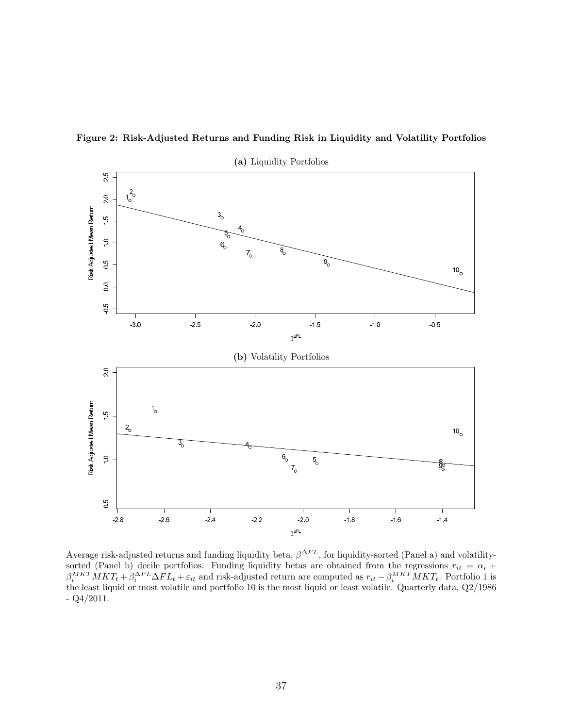**Figure 2: Risk-Adjusted Returns and Funding Risk in Liquidity and Volatility Portfolios**

**(a)** Liquidity Portfolios

**(b)** Volatility Portfolios

Average risk-adjusted returns and funding liquidity beta, $\beta^{\Delta FL}$, for liquidity-sorted (Panel a) and volatility-sorted (Panel b) decile portfolios. Funding liquidity betas are obtained from the regressions $r_{it} = \alpha_i + \beta_i^{MKT} MKT_t + \beta_i^{\Delta FL} \Delta FL_t + \varepsilon_{it}$ and risk-adjusted return are computed as $r_{it} - \beta_i^{MKT} MKT_t$. Portfolio 1 is the least liquid or most volatile and portfolio 10 is the most liquid or least volatile. Quarterly data, Q2/1986 - Q4/2011.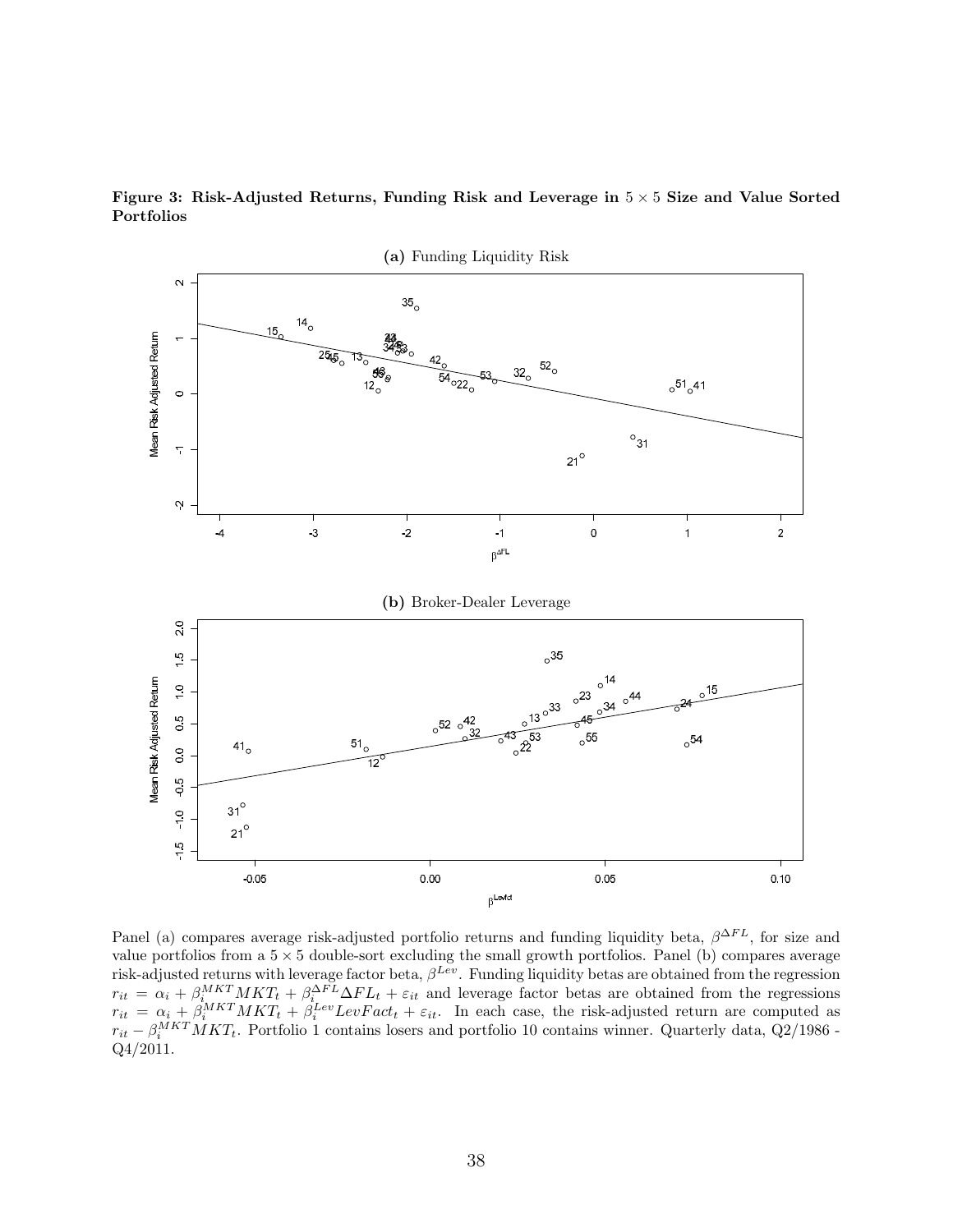**Figure 3: Risk-Adjusted Returns, Funding Risk and Leverage in $5 \times 5$ Size and Value Sorted Portfolios**

**(a)** Funding Liquidity Risk

**(b)** Broker-Dealer Leverage

Panel (a) compares average risk-adjusted portfolio returns and funding liquidity beta, $\beta^{\Delta FL}$, for size and value portfolios from a $5 \times 5$ double-sort excluding the small growth portfolios. Panel (b) compares average risk-adjusted returns with leverage factor beta, $\beta^{Lev}$. Funding liquidity betas are obtained from the regression $r_{it} = \alpha_i + \beta_i^{MKT} MKT_t + \beta_i^{\Delta FL} \Delta FL_t + \varepsilon_{it}$ and leverage factor betas are obtained from the regressions $r_{it} = \alpha_i + \beta_i^{MKT} MKT_t + \beta_i^{Lev} LevFact_t + \varepsilon_{it}$. In each case, the risk-adjusted return are computed as $r_{it} - \beta_i^{MKT} MKT_t$. Portfolio 1 contains losers and portfolio 10 contains winner. Quarterly data, Q2/1986 - Q4/2011.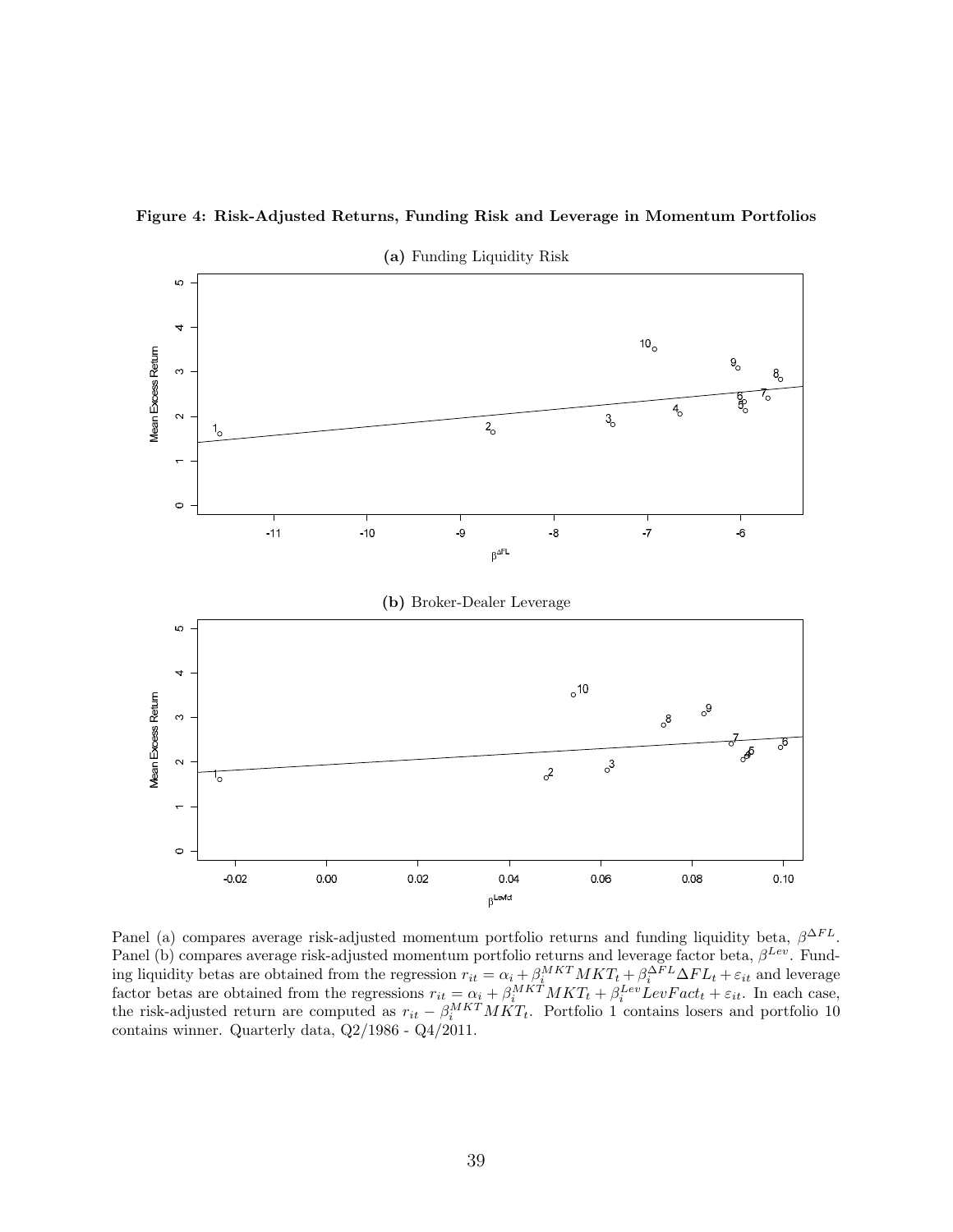**Figure 4: Risk-Adjusted Returns, Funding Risk and Leverage in Momentum Portfolios**

**(a)** Funding Liquidity Risk

**(b)** Broker-Dealer Leverage

Panel (a) compares average risk-adjusted momentum portfolio returns and funding liquidity beta, $\beta^{\Delta FL}$. Panel (b) compares average risk-adjusted momentum portfolio returns and leverage factor beta, $\beta^{Lev}$. Funding liquidity betas are obtained from the regression $r_{it} = \alpha_i + \beta_i^{MKT} MKT_t + \beta_i^{\Delta FL} \Delta FL_t + \varepsilon_{it}$ and leverage factor betas are obtained from the regressions $r_{it} = \alpha_i + \beta_i^{MKT} MKT_t + \beta_i^{Lev} LevFact_t + \varepsilon_{it}$. In each case, the risk-adjusted return are computed as $r_{it} - \beta_i^{MKT} MKT_t$. Portfolio 1 contains losers and portfolio 10 contains winner. Quarterly data, Q2/1986 - Q4/2011.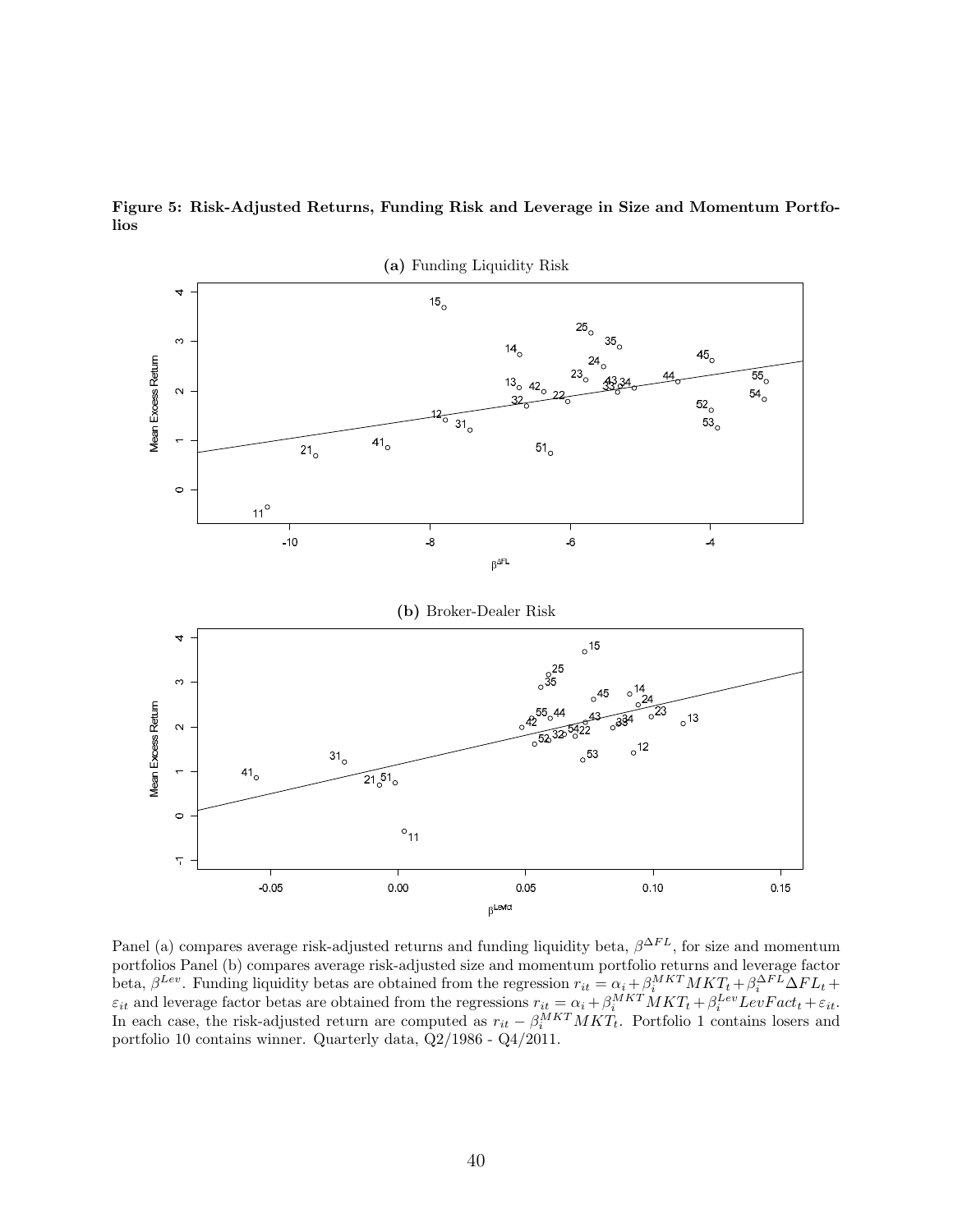**Figure 5: Risk-Adjusted Returns, Funding Risk and Leverage in Size and Momentum Portfolios**

**(a)** Funding Liquidity Risk

Mean Excess Return

$\beta^{\Delta FL}$

15 25 35 14 24 45 23 43 33 34 44 55 13 42 22 32 54 52 12 31 53 41 51 21 11

-10 -8 -6 -4

0 1 2 3 4

**(b)** Broker-Dealer Risk

Mean Excess Return

$\beta^{LevFct}$

15 25 35 14 45 24 23 13 55 44 42 43 33 34 52 32 54 22 12 53 31 41 21 51 11

-0.05 0.00 0.05 0.10 0.15

-1 0 1 2 3 4

Panel (a) compares average risk-adjusted returns and funding liquidity beta, $\beta^{\Delta FL}$, for size and momentum portfolios Panel (b) compares average risk-adjusted size and momentum portfolio returns and leverage factor beta, $\beta^{Lev}$. Funding liquidity betas are obtained from the regression $r_{it} = \alpha_i + \beta_i^{MKT} MKT_t + \beta_i^{\Delta FL} \Delta FL_t + \varepsilon_{it}$ and leverage factor betas are obtained from the regressions $r_{it} = \alpha_i + \beta_i^{MKT} MKT_t + \beta_i^{Lev} LevFact_t + \varepsilon_{it}$. In each case, the risk-adjusted return are computed as $r_{it} - \beta_i^{MKT} MKT_t$. Portfolio 1 contains losers and portfolio 10 contains winner. Quarterly data, Q2/1986 - Q4/2011.